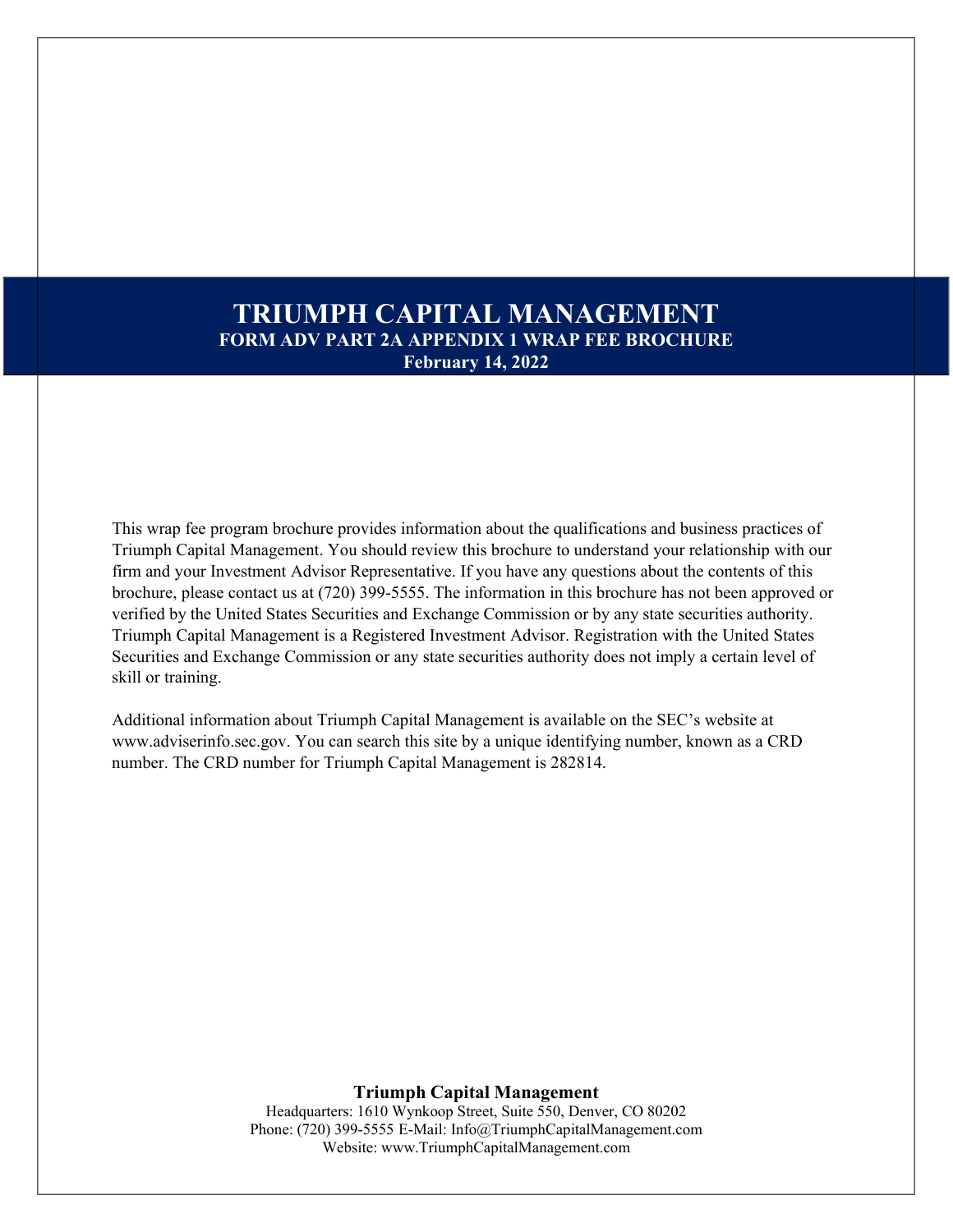# TRIUMPH CAPITAL MANAGEMENT

**FORM ADV PART 2A APPENDIX 1 WRAP FEE BROCHURE**

**February 14, 2022**

This wrap fee program brochure provides information about the qualifications and business practices of Triumph Capital Management. You should review this brochure to understand your relationship with our firm and your Investment Advisor Representative. If you have any questions about the contents of this brochure, please contact us at (720) 399-5555. The information in this brochure has not been approved or verified by the United States Securities and Exchange Commission or by any state securities authority. Triumph Capital Management is a Registered Investment Advisor. Registration with the United States Securities and Exchange Commission or any state securities authority does not imply a certain level of skill or training.

Additional information about Triumph Capital Management is available on the SEC's website at www.adviserinfo.sec.gov. You can search this site by a unique identifying number, known as a CRD number. The CRD number for Triumph Capital Management is 282814.

**Triumph Capital Management**

Headquarters: 1610 Wynkoop Street, Suite 550, Denver, CO 80202
Phone: (720) 399-5555 E-Mail: Info@TriumphCapitalManagement.com
Website: www.TriumphCapitalManagement.com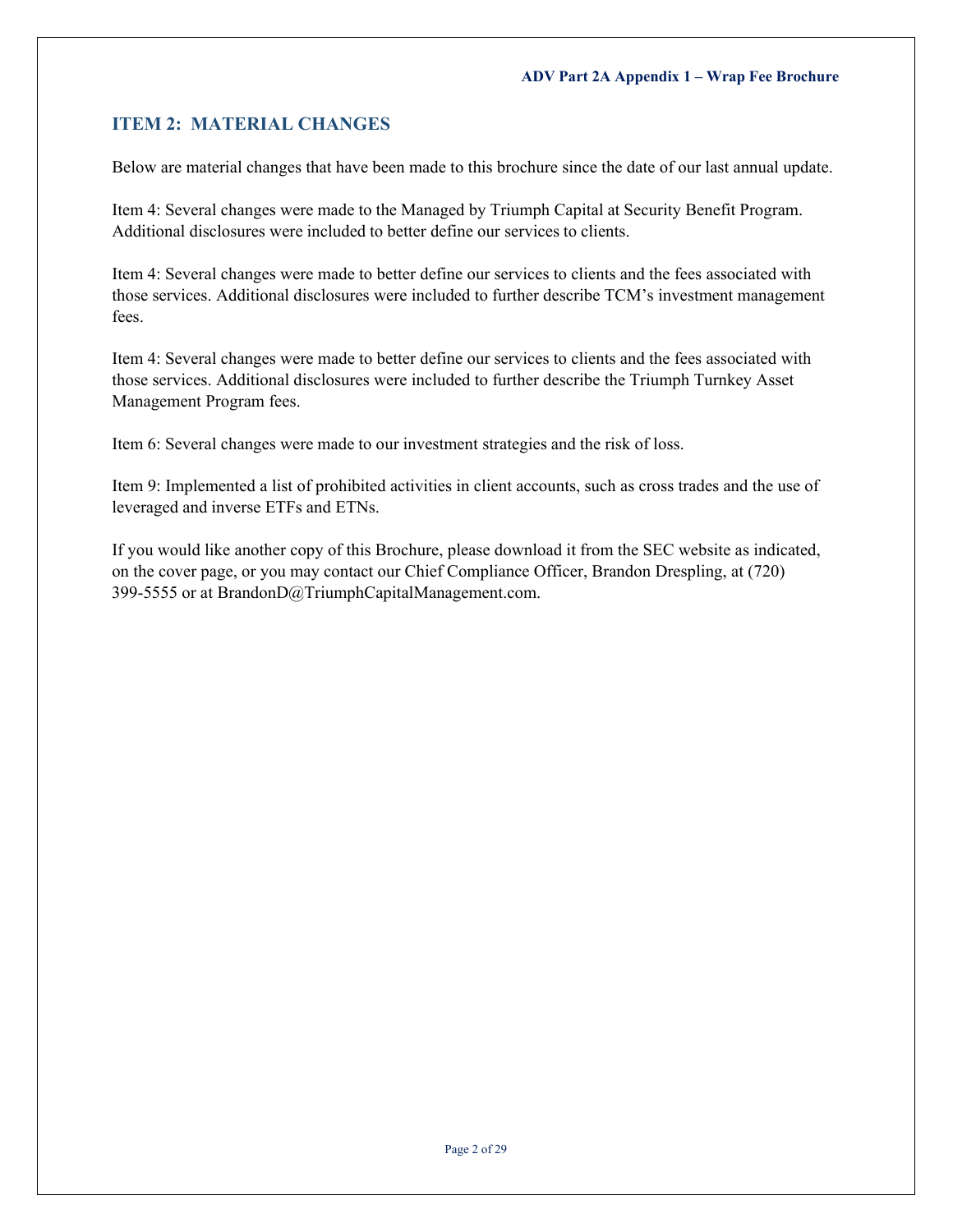## ITEM 2: MATERIAL CHANGES

Below are material changes that have been made to this brochure since the date of our last annual update.

Item 4: Several changes were made to the Managed by Triumph Capital at Security Benefit Program. Additional disclosures were included to better define our services to clients.

Item 4: Several changes were made to better define our services to clients and the fees associated with those services. Additional disclosures were included to further describe TCM's investment management fees.

Item 4: Several changes were made to better define our services to clients and the fees associated with those services. Additional disclosures were included to further describe the Triumph Turnkey Asset Management Program fees.

Item 6: Several changes were made to our investment strategies and the risk of loss.

Item 9: Implemented a list of prohibited activities in client accounts, such as cross trades and the use of leveraged and inverse ETFs and ETNs.

If you would like another copy of this Brochure, please download it from the SEC website as indicated, on the cover page, or you may contact our Chief Compliance Officer, Brandon Drespling, at (720) 399-5555 or at BrandonD@TriumphCapitalManagement.com.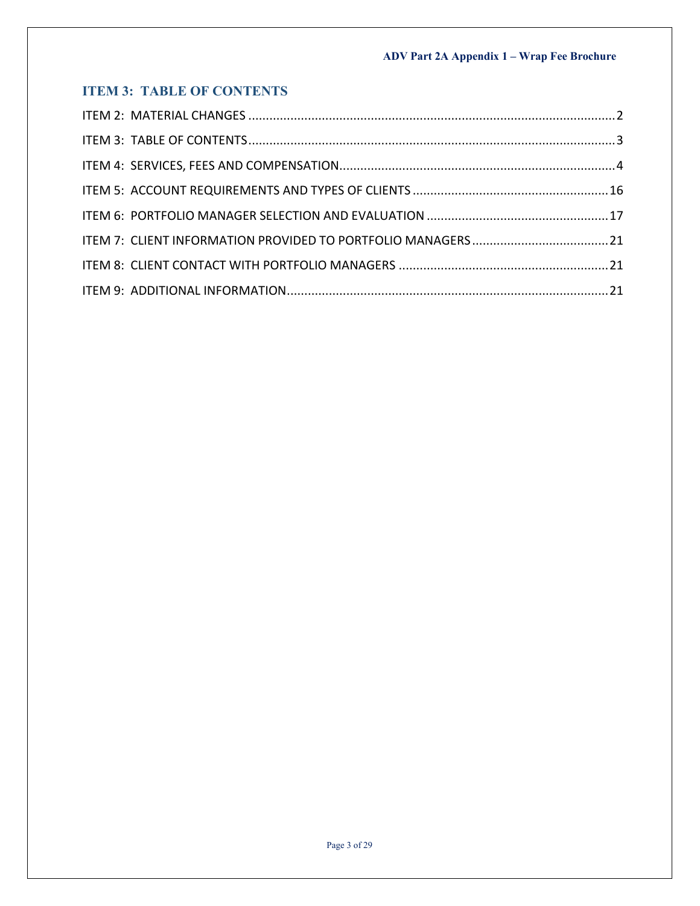## ITEM 3: TABLE OF CONTENTS

ITEM 2: MATERIAL CHANGES ........................................................................................................ 2

ITEM 3: TABLE OF CONTENTS ........................................................................................................ 3

ITEM 4: SERVICES, FEES AND COMPENSATION ............................................................................... 4

ITEM 5: ACCOUNT REQUIREMENTS AND TYPES OF CLIENTS ....................................................... 16

ITEM 6: PORTFOLIO MANAGER SELECTION AND EVALUATION ..................................................... 17

ITEM 7: CLIENT INFORMATION PROVIDED TO PORTFOLIO MANAGERS ........................................ 21

ITEM 8: CLIENT CONTACT WITH PORTFOLIO MANAGERS ............................................................. 21

ITEM 9: ADDITIONAL INFORMATION ............................................................................................ 21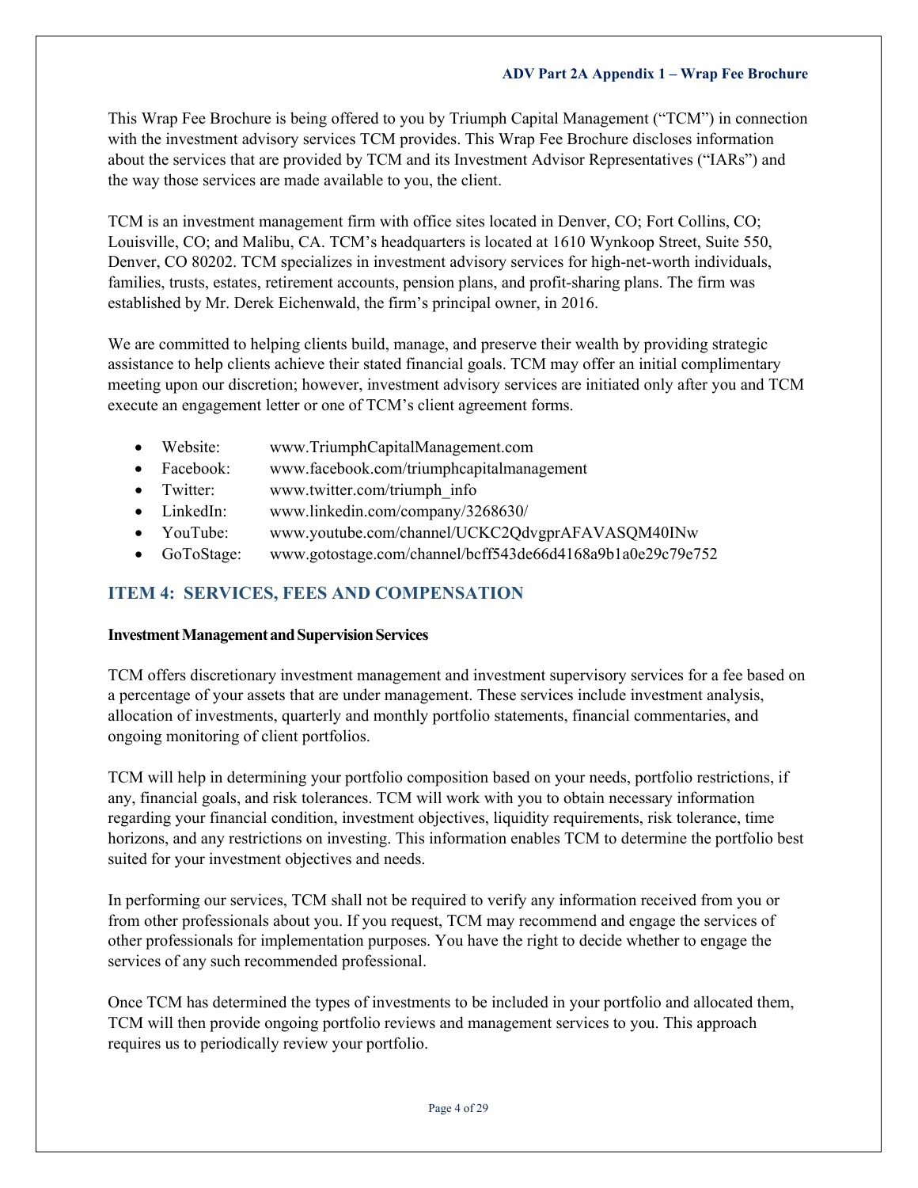This Wrap Fee Brochure is being offered to you by Triumph Capital Management ("TCM") in connection with the investment advisory services TCM provides. This Wrap Fee Brochure discloses information about the services that are provided by TCM and its Investment Advisor Representatives ("IARs") and the way those services are made available to you, the client.

TCM is an investment management firm with office sites located in Denver, CO; Fort Collins, CO; Louisville, CO; and Malibu, CA. TCM's headquarters is located at 1610 Wynkoop Street, Suite 550, Denver, CO 80202. TCM specializes in investment advisory services for high-net-worth individuals, families, trusts, estates, retirement accounts, pension plans, and profit-sharing plans. The firm was established by Mr. Derek Eichenwald, the firm's principal owner, in 2016.

We are committed to helping clients build, manage, and preserve their wealth by providing strategic assistance to help clients achieve their stated financial goals. TCM may offer an initial complimentary meeting upon our discretion; however, investment advisory services are initiated only after you and TCM execute an engagement letter or one of TCM's client agreement forms.

- Website: www.TriumphCapitalManagement.com
- Facebook: www.facebook.com/triumphcapitalmanagement
- Twitter: www.twitter.com/triumph_info
- LinkedIn: www.linkedin.com/company/3268630/
- YouTube: www.youtube.com/channel/UCKC2QdvgprAFAVASQM40INw
- GoToStage: www.gotostage.com/channel/bcff543de66d4168a9b1a0e29c79e752

## ITEM 4: SERVICES, FEES AND COMPENSATION

**Investment Management and Supervision Services**

TCM offers discretionary investment management and investment supervisory services for a fee based on a percentage of your assets that are under management. These services include investment analysis, allocation of investments, quarterly and monthly portfolio statements, financial commentaries, and ongoing monitoring of client portfolios.

TCM will help in determining your portfolio composition based on your needs, portfolio restrictions, if any, financial goals, and risk tolerances. TCM will work with you to obtain necessary information regarding your financial condition, investment objectives, liquidity requirements, risk tolerance, time horizons, and any restrictions on investing. This information enables TCM to determine the portfolio best suited for your investment objectives and needs.

In performing our services, TCM shall not be required to verify any information received from you or from other professionals about you. If you request, TCM may recommend and engage the services of other professionals for implementation purposes. You have the right to decide whether to engage the services of any such recommended professional.

Once TCM has determined the types of investments to be included in your portfolio and allocated them, TCM will then provide ongoing portfolio reviews and management services to you. This approach requires us to periodically review your portfolio.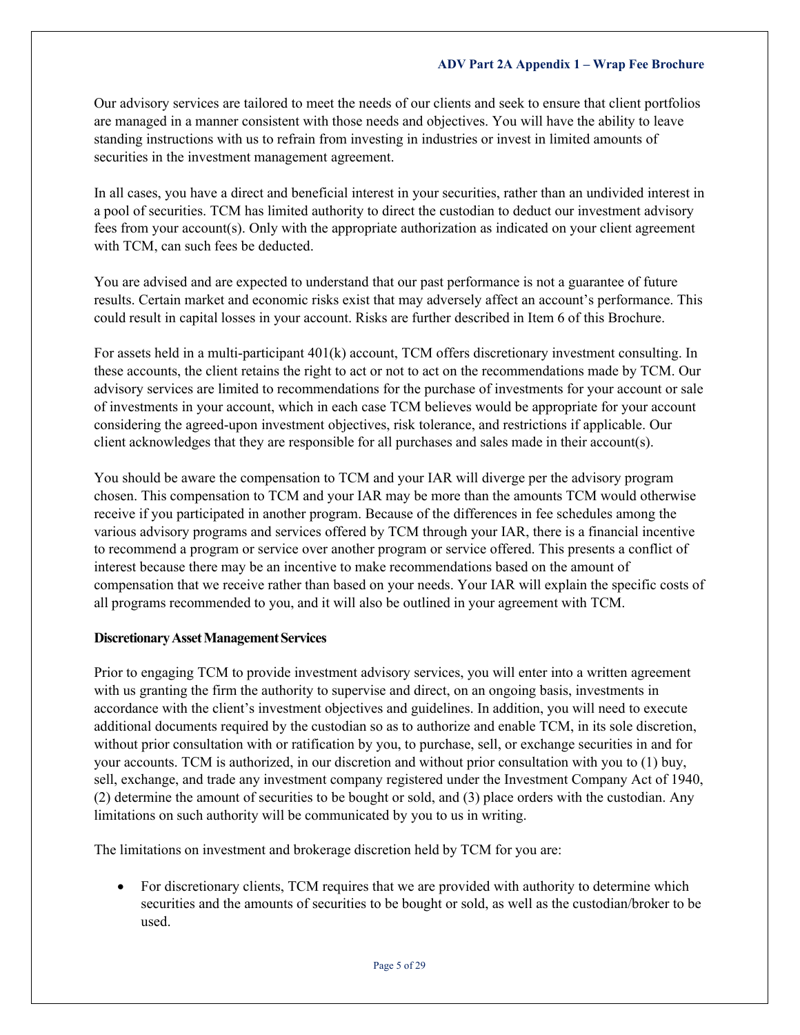Our advisory services are tailored to meet the needs of our clients and seek to ensure that client portfolios are managed in a manner consistent with those needs and objectives. You will have the ability to leave standing instructions with us to refrain from investing in industries or invest in limited amounts of securities in the investment management agreement.

In all cases, you have a direct and beneficial interest in your securities, rather than an undivided interest in a pool of securities. TCM has limited authority to direct the custodian to deduct our investment advisory fees from your account(s). Only with the appropriate authorization as indicated on your client agreement with TCM, can such fees be deducted.

You are advised and are expected to understand that our past performance is not a guarantee of future results. Certain market and economic risks exist that may adversely affect an account's performance. This could result in capital losses in your account. Risks are further described in Item 6 of this Brochure.

For assets held in a multi-participant 401(k) account, TCM offers discretionary investment consulting. In these accounts, the client retains the right to act or not to act on the recommendations made by TCM. Our advisory services are limited to recommendations for the purchase of investments for your account or sale of investments in your account, which in each case TCM believes would be appropriate for your account considering the agreed-upon investment objectives, risk tolerance, and restrictions if applicable. Our client acknowledges that they are responsible for all purchases and sales made in their account(s).

You should be aware the compensation to TCM and your IAR will diverge per the advisory program chosen. This compensation to TCM and your IAR may be more than the amounts TCM would otherwise receive if you participated in another program. Because of the differences in fee schedules among the various advisory programs and services offered by TCM through your IAR, there is a financial incentive to recommend a program or service over another program or service offered. This presents a conflict of interest because there may be an incentive to make recommendations based on the amount of compensation that we receive rather than based on your needs. Your IAR will explain the specific costs of all programs recommended to you, and it will also be outlined in your agreement with TCM.

**Discretionary Asset Management Services**

Prior to engaging TCM to provide investment advisory services, you will enter into a written agreement with us granting the firm the authority to supervise and direct, on an ongoing basis, investments in accordance with the client's investment objectives and guidelines. In addition, you will need to execute additional documents required by the custodian so as to authorize and enable TCM, in its sole discretion, without prior consultation with or ratification by you, to purchase, sell, or exchange securities in and for your accounts. TCM is authorized, in our discretion and without prior consultation with you to (1) buy, sell, exchange, and trade any investment company registered under the Investment Company Act of 1940, (2) determine the amount of securities to be bought or sold, and (3) place orders with the custodian. Any limitations on such authority will be communicated by you to us in writing.

The limitations on investment and brokerage discretion held by TCM for you are:

- For discretionary clients, TCM requires that we are provided with authority to determine which securities and the amounts of securities to be bought or sold, as well as the custodian/broker to be used.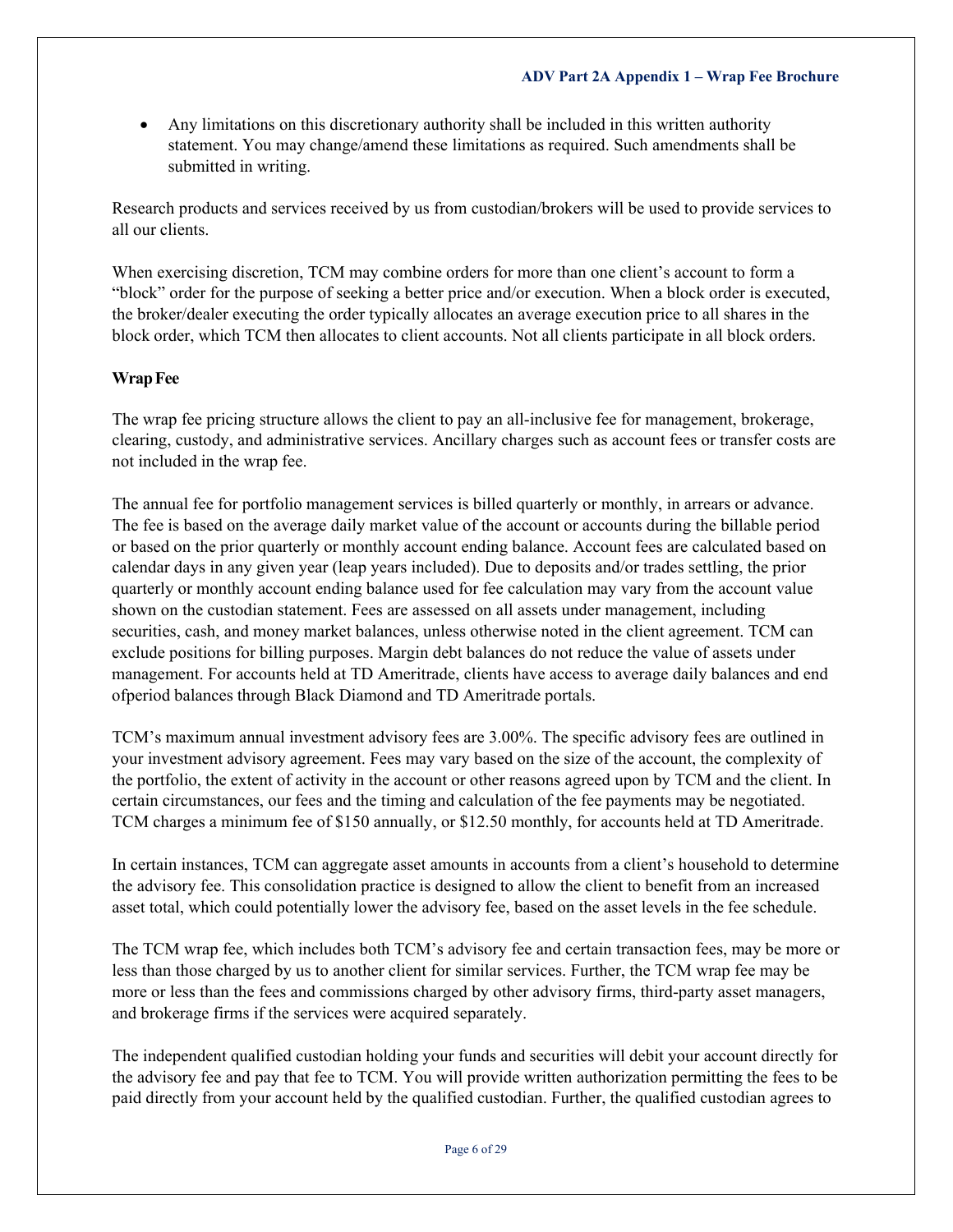- Any limitations on this discretionary authority shall be included in this written authority statement. You may change/amend these limitations as required. Such amendments shall be submitted in writing.

Research products and services received by us from custodian/brokers will be used to provide services to all our clients.

When exercising discretion, TCM may combine orders for more than one client's account to form a "block" order for the purpose of seeking a better price and/or execution. When a block order is executed, the broker/dealer executing the order typically allocates an average execution price to all shares in the block order, which TCM then allocates to client accounts. Not all clients participate in all block orders.

**Wrap Fee**

The wrap fee pricing structure allows the client to pay an all-inclusive fee for management, brokerage, clearing, custody, and administrative services. Ancillary charges such as account fees or transfer costs are not included in the wrap fee.

The annual fee for portfolio management services is billed quarterly or monthly, in arrears or advance. The fee is based on the average daily market value of the account or accounts during the billable period or based on the prior quarterly or monthly account ending balance. Account fees are calculated based on calendar days in any given year (leap years included). Due to deposits and/or trades settling, the prior quarterly or monthly account ending balance used for fee calculation may vary from the account value shown on the custodian statement. Fees are assessed on all assets under management, including securities, cash, and money market balances, unless otherwise noted in the client agreement. TCM can exclude positions for billing purposes. Margin debt balances do not reduce the value of assets under management. For accounts held at TD Ameritrade, clients have access to average daily balances and end ofperiod balances through Black Diamond and TD Ameritrade portals.

TCM's maximum annual investment advisory fees are 3.00%. The specific advisory fees are outlined in your investment advisory agreement. Fees may vary based on the size of the account, the complexity of the portfolio, the extent of activity in the account or other reasons agreed upon by TCM and the client. In certain circumstances, our fees and the timing and calculation of the fee payments may be negotiated. TCM charges a minimum fee of $150 annually, or $12.50 monthly, for accounts held at TD Ameritrade.

In certain instances, TCM can aggregate asset amounts in accounts from a client's household to determine the advisory fee. This consolidation practice is designed to allow the client to benefit from an increased asset total, which could potentially lower the advisory fee, based on the asset levels in the fee schedule.

The TCM wrap fee, which includes both TCM's advisory fee and certain transaction fees, may be more or less than those charged by us to another client for similar services. Further, the TCM wrap fee may be more or less than the fees and commissions charged by other advisory firms, third-party asset managers, and brokerage firms if the services were acquired separately.

The independent qualified custodian holding your funds and securities will debit your account directly for the advisory fee and pay that fee to TCM. You will provide written authorization permitting the fees to be paid directly from your account held by the qualified custodian. Further, the qualified custodian agrees to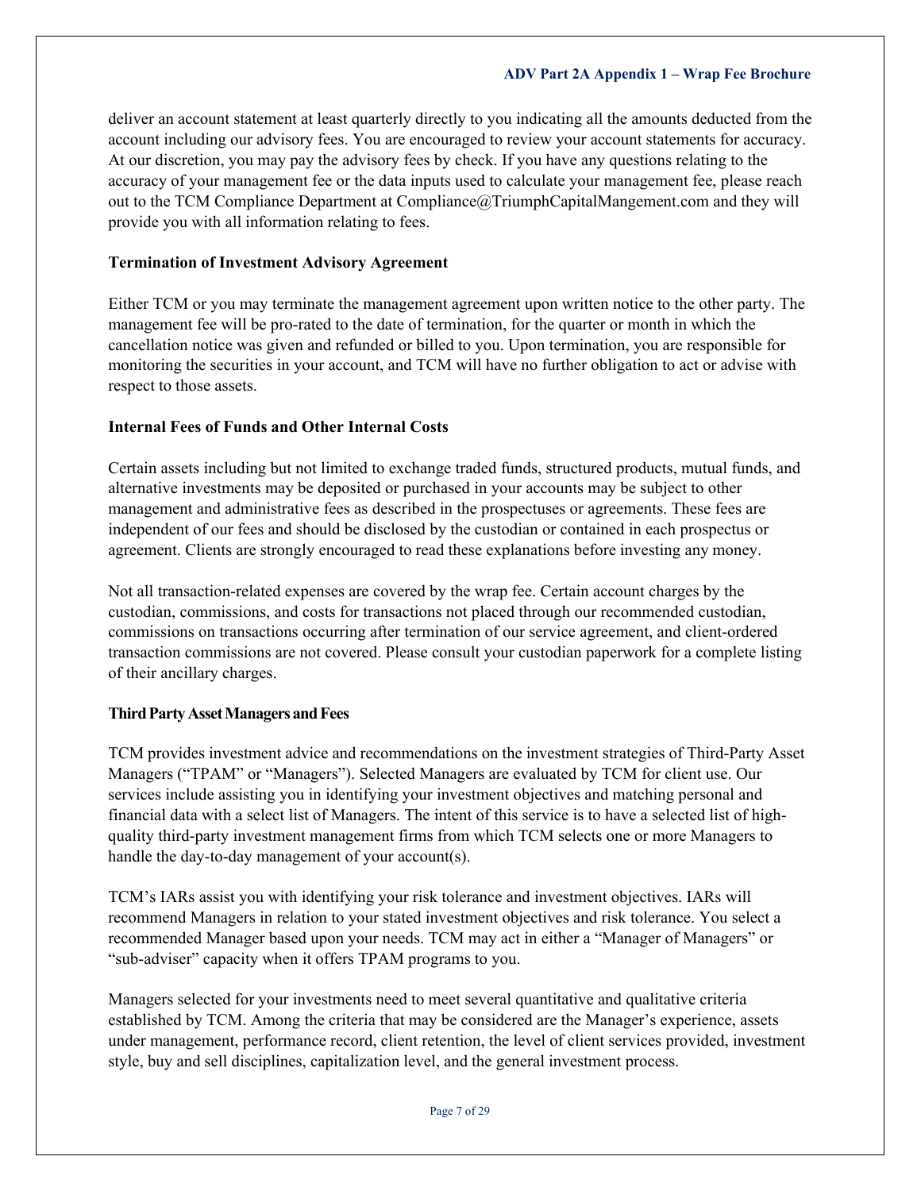deliver an account statement at least quarterly directly to you indicating all the amounts deducted from the account including our advisory fees. You are encouraged to review your account statements for accuracy. At our discretion, you may pay the advisory fees by check. If you have any questions relating to the accuracy of your management fee or the data inputs used to calculate your management fee, please reach out to the TCM Compliance Department at Compliance@TriumphCapitalMangement.com and they will provide you with all information relating to fees.

**Termination of Investment Advisory Agreement**

Either TCM or you may terminate the management agreement upon written notice to the other party. The management fee will be pro-rated to the date of termination, for the quarter or month in which the cancellation notice was given and refunded or billed to you. Upon termination, you are responsible for monitoring the securities in your account, and TCM will have no further obligation to act or advise with respect to those assets.

**Internal Fees of Funds and Other Internal Costs**

Certain assets including but not limited to exchange traded funds, structured products, mutual funds, and alternative investments may be deposited or purchased in your accounts may be subject to other management and administrative fees as described in the prospectuses or agreements. These fees are independent of our fees and should be disclosed by the custodian or contained in each prospectus or agreement. Clients are strongly encouraged to read these explanations before investing any money.

Not all transaction-related expenses are covered by the wrap fee. Certain account charges by the custodian, commissions, and costs for transactions not placed through our recommended custodian, commissions on transactions occurring after termination of our service agreement, and client-ordered transaction commissions are not covered. Please consult your custodian paperwork for a complete listing of their ancillary charges.

**Third Party Asset Managers and Fees**

TCM provides investment advice and recommendations on the investment strategies of Third-Party Asset Managers ("TPAM" or "Managers"). Selected Managers are evaluated by TCM for client use. Our services include assisting you in identifying your investment objectives and matching personal and financial data with a select list of Managers. The intent of this service is to have a selected list of high-quality third-party investment management firms from which TCM selects one or more Managers to handle the day-to-day management of your account(s).

TCM's IARs assist you with identifying your risk tolerance and investment objectives. IARs will recommend Managers in relation to your stated investment objectives and risk tolerance. You select a recommended Manager based upon your needs. TCM may act in either a "Manager of Managers" or "sub-adviser" capacity when it offers TPAM programs to you.

Managers selected for your investments need to meet several quantitative and qualitative criteria established by TCM. Among the criteria that may be considered are the Manager's experience, assets under management, performance record, client retention, the level of client services provided, investment style, buy and sell disciplines, capitalization level, and the general investment process.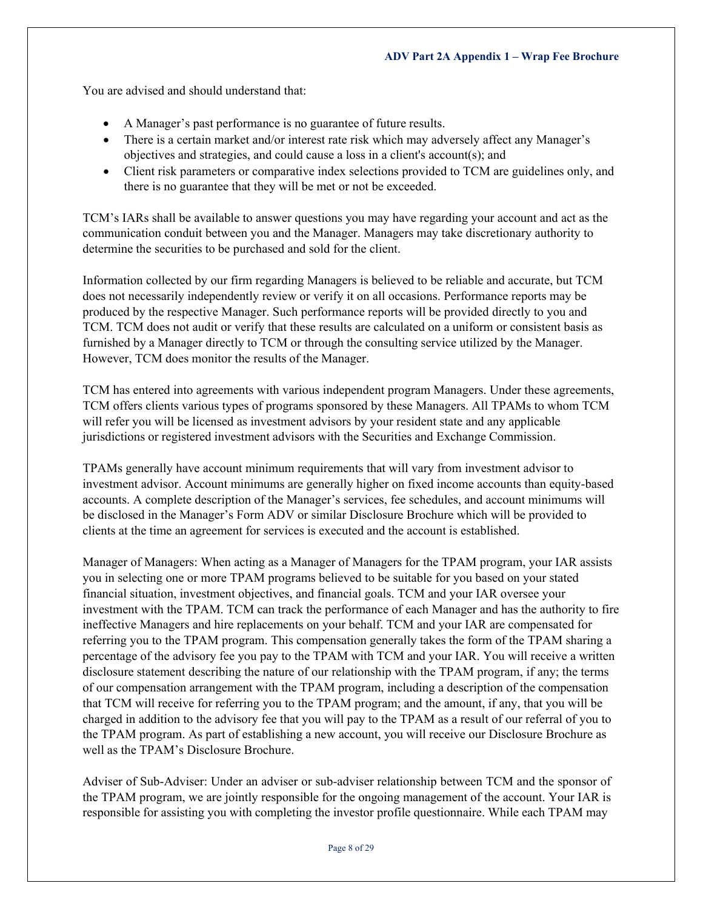You are advised and should understand that:

- A Manager's past performance is no guarantee of future results.
- There is a certain market and/or interest rate risk which may adversely affect any Manager's objectives and strategies, and could cause a loss in a client's account(s); and
- Client risk parameters or comparative index selections provided to TCM are guidelines only, and there is no guarantee that they will be met or not be exceeded.

TCM's IARs shall be available to answer questions you may have regarding your account and act as the communication conduit between you and the Manager. Managers may take discretionary authority to determine the securities to be purchased and sold for the client.

Information collected by our firm regarding Managers is believed to be reliable and accurate, but TCM does not necessarily independently review or verify it on all occasions. Performance reports may be produced by the respective Manager. Such performance reports will be provided directly to you and TCM. TCM does not audit or verify that these results are calculated on a uniform or consistent basis as furnished by a Manager directly to TCM or through the consulting service utilized by the Manager. However, TCM does monitor the results of the Manager.

TCM has entered into agreements with various independent program Managers. Under these agreements, TCM offers clients various types of programs sponsored by these Managers. All TPAMs to whom TCM will refer you will be licensed as investment advisors by your resident state and any applicable jurisdictions or registered investment advisors with the Securities and Exchange Commission.

TPAMs generally have account minimum requirements that will vary from investment advisor to investment advisor. Account minimums are generally higher on fixed income accounts than equity-based accounts. A complete description of the Manager's services, fee schedules, and account minimums will be disclosed in the Manager's Form ADV or similar Disclosure Brochure which will be provided to clients at the time an agreement for services is executed and the account is established.

Manager of Managers: When acting as a Manager of Managers for the TPAM program, your IAR assists you in selecting one or more TPAM programs believed to be suitable for you based on your stated financial situation, investment objectives, and financial goals. TCM and your IAR oversee your investment with the TPAM. TCM can track the performance of each Manager and has the authority to fire ineffective Managers and hire replacements on your behalf. TCM and your IAR are compensated for referring you to the TPAM program. This compensation generally takes the form of the TPAM sharing a percentage of the advisory fee you pay to the TPAM with TCM and your IAR. You will receive a written disclosure statement describing the nature of our relationship with the TPAM program, if any; the terms of our compensation arrangement with the TPAM program, including a description of the compensation that TCM will receive for referring you to the TPAM program; and the amount, if any, that you will be charged in addition to the advisory fee that you will pay to the TPAM as a result of our referral of you to the TPAM program. As part of establishing a new account, you will receive our Disclosure Brochure as well as the TPAM's Disclosure Brochure.

Adviser of Sub-Adviser: Under an adviser or sub-adviser relationship between TCM and the sponsor of the TPAM program, we are jointly responsible for the ongoing management of the account. Your IAR is responsible for assisting you with completing the investor profile questionnaire. While each TPAM may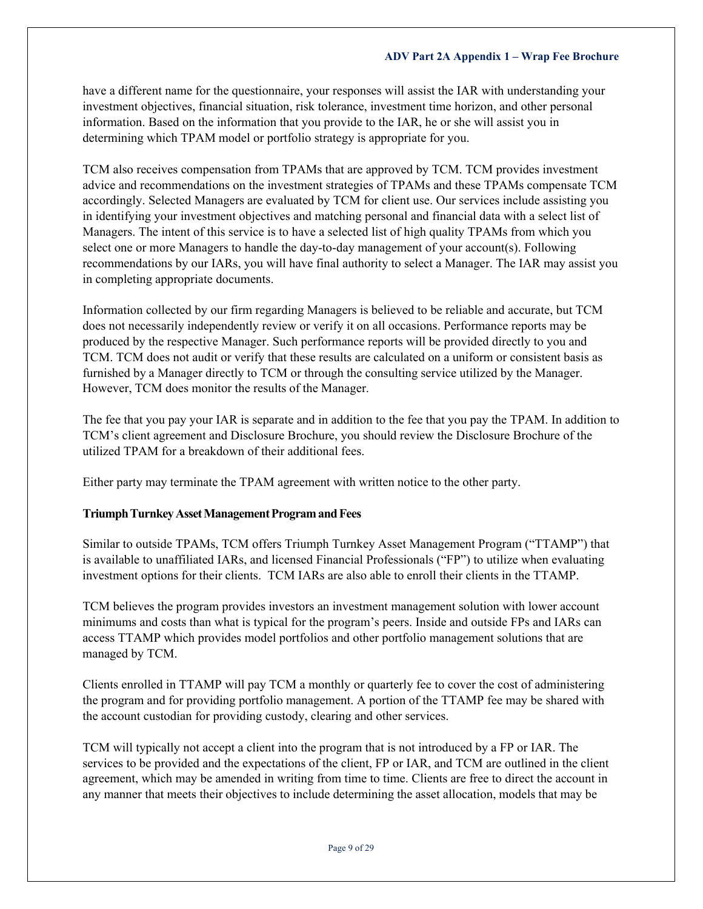have a different name for the questionnaire, your responses will assist the IAR with understanding your investment objectives, financial situation, risk tolerance, investment time horizon, and other personal information. Based on the information that you provide to the IAR, he or she will assist you in determining which TPAM model or portfolio strategy is appropriate for you.

TCM also receives compensation from TPAMs that are approved by TCM. TCM provides investment advice and recommendations on the investment strategies of TPAMs and these TPAMs compensate TCM accordingly. Selected Managers are evaluated by TCM for client use. Our services include assisting you in identifying your investment objectives and matching personal and financial data with a select list of Managers. The intent of this service is to have a selected list of high quality TPAMs from which you select one or more Managers to handle the day-to-day management of your account(s). Following recommendations by our IARs, you will have final authority to select a Manager. The IAR may assist you in completing appropriate documents.

Information collected by our firm regarding Managers is believed to be reliable and accurate, but TCM does not necessarily independently review or verify it on all occasions. Performance reports may be produced by the respective Manager. Such performance reports will be provided directly to you and TCM. TCM does not audit or verify that these results are calculated on a uniform or consistent basis as furnished by a Manager directly to TCM or through the consulting service utilized by the Manager. However, TCM does monitor the results of the Manager.

The fee that you pay your IAR is separate and in addition to the fee that you pay the TPAM. In addition to TCM's client agreement and Disclosure Brochure, you should review the Disclosure Brochure of the utilized TPAM for a breakdown of their additional fees.

Either party may terminate the TPAM agreement with written notice to the other party.

**Triumph Turnkey Asset Management Program and Fees**

Similar to outside TPAMs, TCM offers Triumph Turnkey Asset Management Program ("TTAMP") that is available to unaffiliated IARs, and licensed Financial Professionals ("FP") to utilize when evaluating investment options for their clients. TCM IARs are also able to enroll their clients in the TTAMP.

TCM believes the program provides investors an investment management solution with lower account minimums and costs than what is typical for the program's peers. Inside and outside FPs and IARs can access TTAMP which provides model portfolios and other portfolio management solutions that are managed by TCM.

Clients enrolled in TTAMP will pay TCM a monthly or quarterly fee to cover the cost of administering the program and for providing portfolio management. A portion of the TTAMP fee may be shared with the account custodian for providing custody, clearing and other services.

TCM will typically not accept a client into the program that is not introduced by a FP or IAR. The services to be provided and the expectations of the client, FP or IAR, and TCM are outlined in the client agreement, which may be amended in writing from time to time. Clients are free to direct the account in any manner that meets their objectives to include determining the asset allocation, models that may be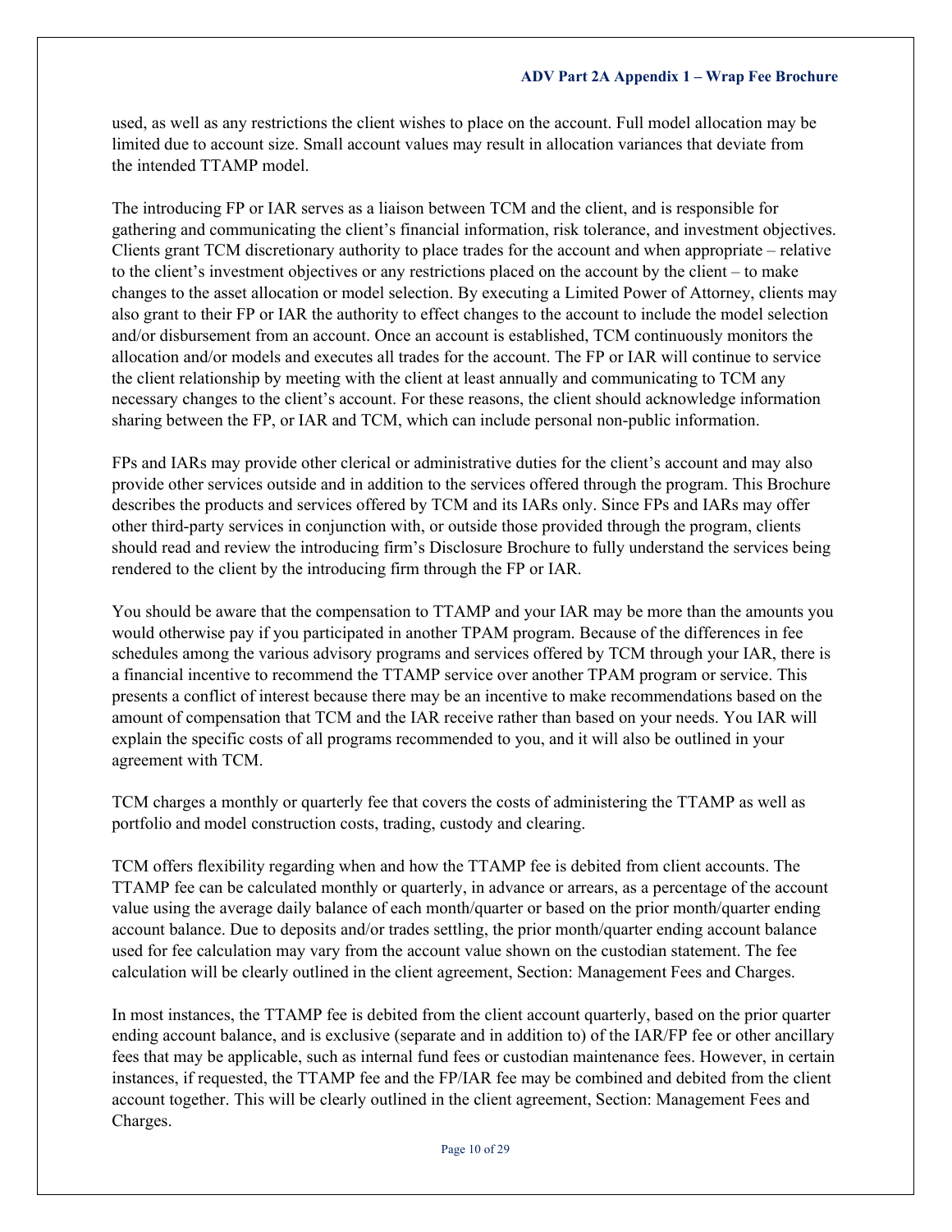used, as well as any restrictions the client wishes to place on the account. Full model allocation may be limited due to account size. Small account values may result in allocation variances that deviate from the intended TTAMP model.

The introducing FP or IAR serves as a liaison between TCM and the client, and is responsible for gathering and communicating the client's financial information, risk tolerance, and investment objectives. Clients grant TCM discretionary authority to place trades for the account and when appropriate – relative to the client's investment objectives or any restrictions placed on the account by the client – to make changes to the asset allocation or model selection. By executing a Limited Power of Attorney, clients may also grant to their FP or IAR the authority to effect changes to the account to include the model selection and/or disbursement from an account. Once an account is established, TCM continuously monitors the allocation and/or models and executes all trades for the account. The FP or IAR will continue to service the client relationship by meeting with the client at least annually and communicating to TCM any necessary changes to the client's account. For these reasons, the client should acknowledge information sharing between the FP, or IAR and TCM, which can include personal non-public information.

FPs and IARs may provide other clerical or administrative duties for the client's account and may also provide other services outside and in addition to the services offered through the program. This Brochure describes the products and services offered by TCM and its IARs only. Since FPs and IARs may offer other third-party services in conjunction with, or outside those provided through the program, clients should read and review the introducing firm's Disclosure Brochure to fully understand the services being rendered to the client by the introducing firm through the FP or IAR.

You should be aware that the compensation to TTAMP and your IAR may be more than the amounts you would otherwise pay if you participated in another TPAM program. Because of the differences in fee schedules among the various advisory programs and services offered by TCM through your IAR, there is a financial incentive to recommend the TTAMP service over another TPAM program or service. This presents a conflict of interest because there may be an incentive to make recommendations based on the amount of compensation that TCM and the IAR receive rather than based on your needs. You IAR will explain the specific costs of all programs recommended to you, and it will also be outlined in your agreement with TCM.

TCM charges a monthly or quarterly fee that covers the costs of administering the TTAMP as well as portfolio and model construction costs, trading, custody and clearing.

TCM offers flexibility regarding when and how the TTAMP fee is debited from client accounts. The TTAMP fee can be calculated monthly or quarterly, in advance or arrears, as a percentage of the account value using the average daily balance of each month/quarter or based on the prior month/quarter ending account balance. Due to deposits and/or trades settling, the prior month/quarter ending account balance used for fee calculation may vary from the account value shown on the custodian statement. The fee calculation will be clearly outlined in the client agreement, Section: Management Fees and Charges.

In most instances, the TTAMP fee is debited from the client account quarterly, based on the prior quarter ending account balance, and is exclusive (separate and in addition to) of the IAR/FP fee or other ancillary fees that may be applicable, such as internal fund fees or custodian maintenance fees. However, in certain instances, if requested, the TTAMP fee and the FP/IAR fee may be combined and debited from the client account together. This will be clearly outlined in the client agreement, Section: Management Fees and Charges.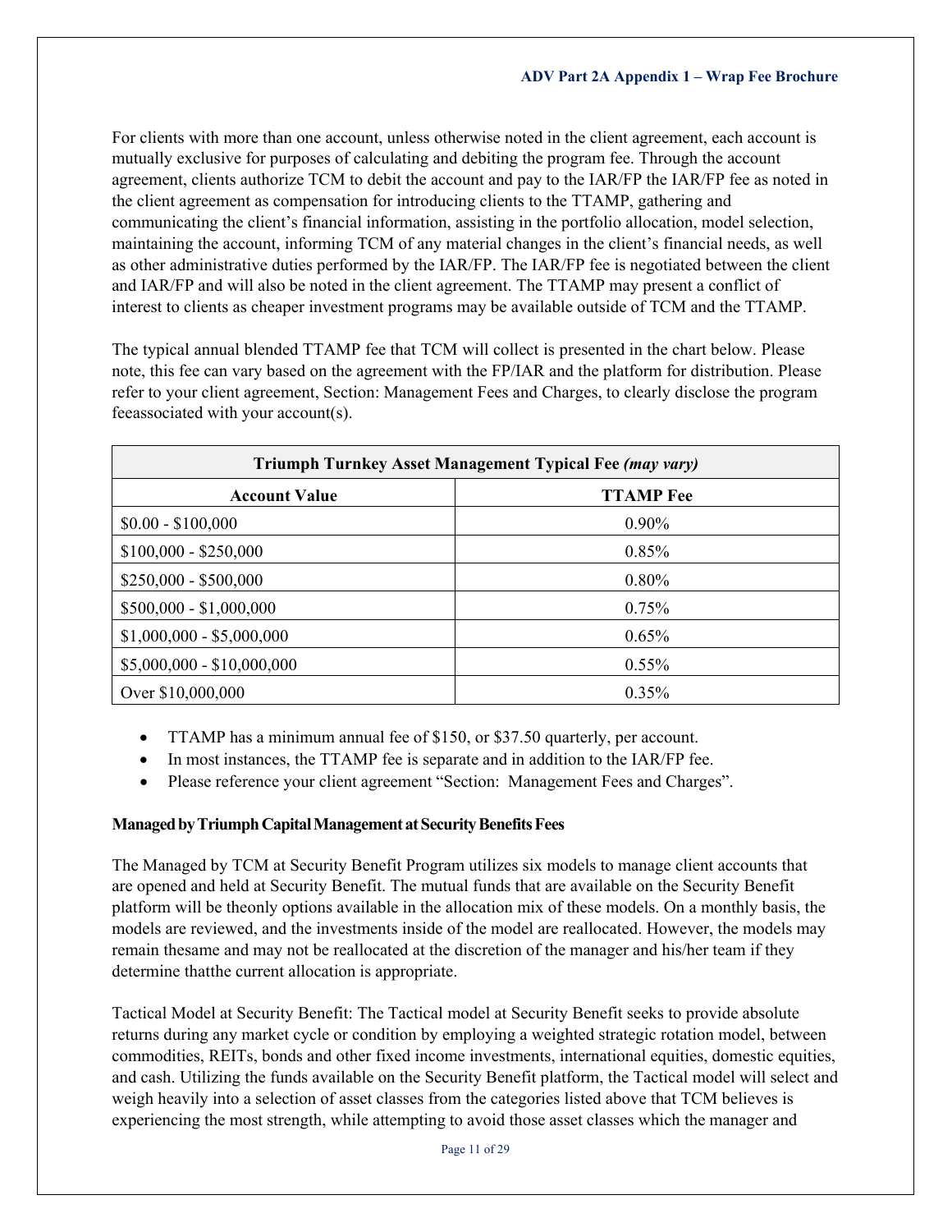For clients with more than one account, unless otherwise noted in the client agreement, each account is mutually exclusive for purposes of calculating and debiting the program fee. Through the account agreement, clients authorize TCM to debit the account and pay to the IAR/FP the IAR/FP fee as noted in the client agreement as compensation for introducing clients to the TTAMP, gathering and communicating the client's financial information, assisting in the portfolio allocation, model selection, maintaining the account, informing TCM of any material changes in the client's financial needs, as well as other administrative duties performed by the IAR/FP. The IAR/FP fee is negotiated between the client and IAR/FP and will also be noted in the client agreement. The TTAMP may present a conflict of interest to clients as cheaper investment programs may be available outside of TCM and the TTAMP.

The typical annual blended TTAMP fee that TCM will collect is presented in the chart below. Please note, this fee can vary based on the agreement with the FP/IAR and the platform for distribution. Please refer to your client agreement, Section: Management Fees and Charges, to clearly disclose the program feeassociated with your account(s).

| **Triumph Turnkey Asset Management Typical Fee *(may vary)*** | |
|---|---|
| **Account Value** | **TTAMP Fee** |
| $0.00 - $100,000 | 0.90% |
| $100,000 - $250,000 | 0.85% |
| $250,000 - $500,000 | 0.80% |
| $500,000 - $1,000,000 | 0.75% |
| $1,000,000 - $5,000,000 | 0.65% |
| $5,000,000 - $10,000,000 | 0.55% |
| Over $10,000,000 | 0.35% |

- TTAMP has a minimum annual fee of $150, or $37.50 quarterly, per account.
- In most instances, the TTAMP fee is separate and in addition to the IAR/FP fee.
- Please reference your client agreement "Section: Management Fees and Charges".

**Managed by Triumph Capital Management at Security Benefits Fees**

The Managed by TCM at Security Benefit Program utilizes six models to manage client accounts that are opened and held at Security Benefit. The mutual funds that are available on the Security Benefit platform will be theonly options available in the allocation mix of these models. On a monthly basis, the models are reviewed, and the investments inside of the model are reallocated. However, the models may remain thesame and may not be reallocated at the discretion of the manager and his/her team if they determine thatthe current allocation is appropriate.

Tactical Model at Security Benefit: The Tactical model at Security Benefit seeks to provide absolute returns during any market cycle or condition by employing a weighted strategic rotation model, between commodities, REITs, bonds and other fixed income investments, international equities, domestic equities, and cash. Utilizing the funds available on the Security Benefit platform, the Tactical model will select and weigh heavily into a selection of asset classes from the categories listed above that TCM believes is experiencing the most strength, while attempting to avoid those asset classes which the manager and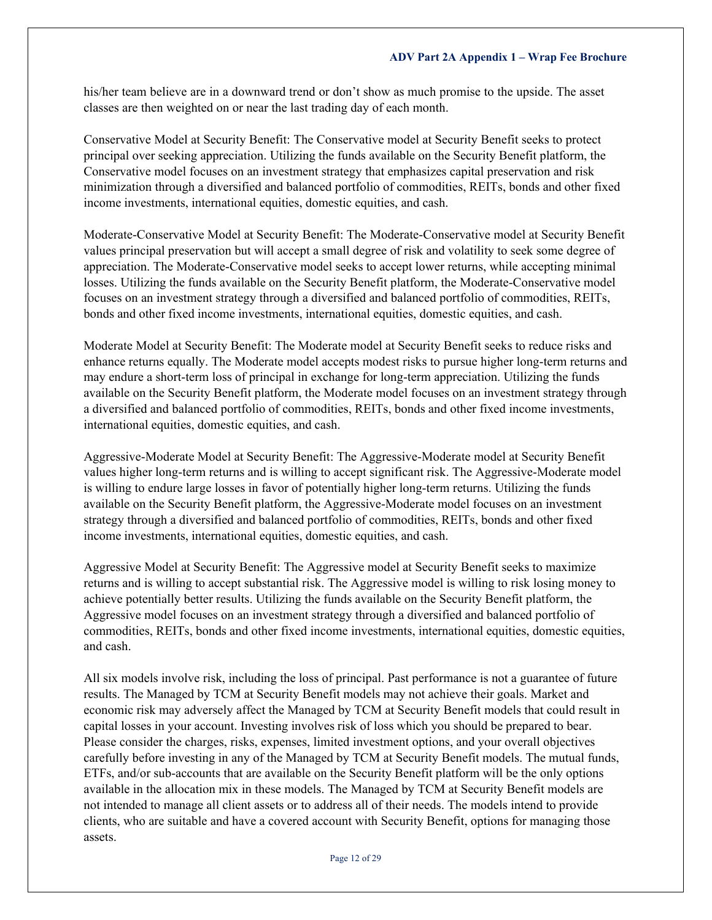his/her team believe are in a downward trend or don't show as much promise to the upside. The asset classes are then weighted on or near the last trading day of each month.

Conservative Model at Security Benefit: The Conservative model at Security Benefit seeks to protect principal over seeking appreciation. Utilizing the funds available on the Security Benefit platform, the Conservative model focuses on an investment strategy that emphasizes capital preservation and risk minimization through a diversified and balanced portfolio of commodities, REITs, bonds and other fixed income investments, international equities, domestic equities, and cash.

Moderate-Conservative Model at Security Benefit: The Moderate-Conservative model at Security Benefit values principal preservation but will accept a small degree of risk and volatility to seek some degree of appreciation. The Moderate-Conservative model seeks to accept lower returns, while accepting minimal losses. Utilizing the funds available on the Security Benefit platform, the Moderate-Conservative model focuses on an investment strategy through a diversified and balanced portfolio of commodities, REITs, bonds and other fixed income investments, international equities, domestic equities, and cash.

Moderate Model at Security Benefit: The Moderate model at Security Benefit seeks to reduce risks and enhance returns equally. The Moderate model accepts modest risks to pursue higher long-term returns and may endure a short-term loss of principal in exchange for long-term appreciation. Utilizing the funds available on the Security Benefit platform, the Moderate model focuses on an investment strategy through a diversified and balanced portfolio of commodities, REITs, bonds and other fixed income investments, international equities, domestic equities, and cash.

Aggressive-Moderate Model at Security Benefit: The Aggressive-Moderate model at Security Benefit values higher long-term returns and is willing to accept significant risk. The Aggressive-Moderate model is willing to endure large losses in favor of potentially higher long-term returns. Utilizing the funds available on the Security Benefit platform, the Aggressive-Moderate model focuses on an investment strategy through a diversified and balanced portfolio of commodities, REITs, bonds and other fixed income investments, international equities, domestic equities, and cash.

Aggressive Model at Security Benefit: The Aggressive model at Security Benefit seeks to maximize returns and is willing to accept substantial risk. The Aggressive model is willing to risk losing money to achieve potentially better results. Utilizing the funds available on the Security Benefit platform, the Aggressive model focuses on an investment strategy through a diversified and balanced portfolio of commodities, REITs, bonds and other fixed income investments, international equities, domestic equities, and cash.

All six models involve risk, including the loss of principal. Past performance is not a guarantee of future results. The Managed by TCM at Security Benefit models may not achieve their goals. Market and economic risk may adversely affect the Managed by TCM at Security Benefit models that could result in capital losses in your account. Investing involves risk of loss which you should be prepared to bear. Please consider the charges, risks, expenses, limited investment options, and your overall objectives carefully before investing in any of the Managed by TCM at Security Benefit models. The mutual funds, ETFs, and/or sub-accounts that are available on the Security Benefit platform will be the only options available in the allocation mix in these models. The Managed by TCM at Security Benefit models are not intended to manage all client assets or to address all of their needs. The models intend to provide clients, who are suitable and have a covered account with Security Benefit, options for managing those assets.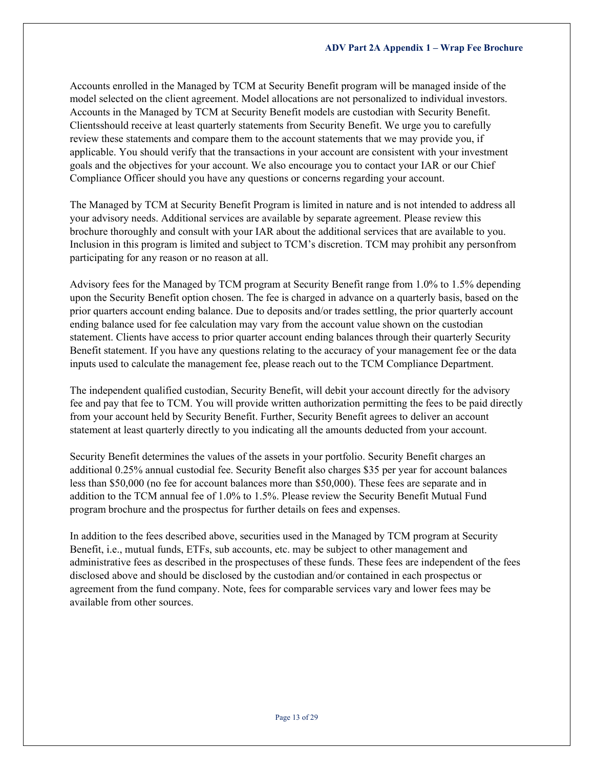Accounts enrolled in the Managed by TCM at Security Benefit program will be managed inside of the model selected on the client agreement. Model allocations are not personalized to individual investors. Accounts in the Managed by TCM at Security Benefit models are custodian with Security Benefit. Clientsshould receive at least quarterly statements from Security Benefit. We urge you to carefully review these statements and compare them to the account statements that we may provide you, if applicable. You should verify that the transactions in your account are consistent with your investment goals and the objectives for your account. We also encourage you to contact your IAR or our Chief Compliance Officer should you have any questions or concerns regarding your account.

The Managed by TCM at Security Benefit Program is limited in nature and is not intended to address all your advisory needs. Additional services are available by separate agreement. Please review this brochure thoroughly and consult with your IAR about the additional services that are available to you. Inclusion in this program is limited and subject to TCM's discretion. TCM may prohibit any personfrom participating for any reason or no reason at all.

Advisory fees for the Managed by TCM program at Security Benefit range from 1.0% to 1.5% depending upon the Security Benefit option chosen. The fee is charged in advance on a quarterly basis, based on the prior quarters account ending balance. Due to deposits and/or trades settling, the prior quarterly account ending balance used for fee calculation may vary from the account value shown on the custodian statement. Clients have access to prior quarter account ending balances through their quarterly Security Benefit statement. If you have any questions relating to the accuracy of your management fee or the data inputs used to calculate the management fee, please reach out to the TCM Compliance Department.

The independent qualified custodian, Security Benefit, will debit your account directly for the advisory fee and pay that fee to TCM. You will provide written authorization permitting the fees to be paid directly from your account held by Security Benefit. Further, Security Benefit agrees to deliver an account statement at least quarterly directly to you indicating all the amounts deducted from your account.

Security Benefit determines the values of the assets in your portfolio. Security Benefit charges an additional 0.25% annual custodial fee. Security Benefit also charges $35 per year for account balances less than $50,000 (no fee for account balances more than $50,000). These fees are separate and in addition to the TCM annual fee of 1.0% to 1.5%. Please review the Security Benefit Mutual Fund program brochure and the prospectus for further details on fees and expenses.

In addition to the fees described above, securities used in the Managed by TCM program at Security Benefit, i.e., mutual funds, ETFs, sub accounts, etc. may be subject to other management and administrative fees as described in the prospectuses of these funds. These fees are independent of the fees disclosed above and should be disclosed by the custodian and/or contained in each prospectus or agreement from the fund company. Note, fees for comparable services vary and lower fees may be available from other sources.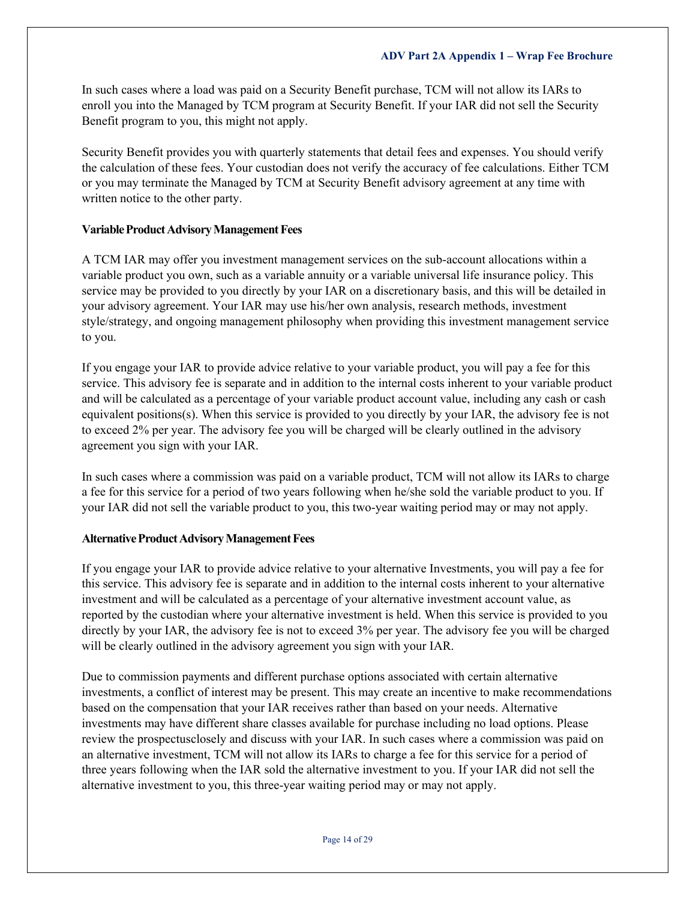In such cases where a load was paid on a Security Benefit purchase, TCM will not allow its IARs to enroll you into the Managed by TCM program at Security Benefit. If your IAR did not sell the Security Benefit program to you, this might not apply.

Security Benefit provides you with quarterly statements that detail fees and expenses. You should verify the calculation of these fees. Your custodian does not verify the accuracy of fee calculations. Either TCM or you may terminate the Managed by TCM at Security Benefit advisory agreement at any time with written notice to the other party.

**Variable Product Advisory Management Fees**

A TCM IAR may offer you investment management services on the sub-account allocations within a variable product you own, such as a variable annuity or a variable universal life insurance policy. This service may be provided to you directly by your IAR on a discretionary basis, and this will be detailed in your advisory agreement. Your IAR may use his/her own analysis, research methods, investment style/strategy, and ongoing management philosophy when providing this investment management service to you.

If you engage your IAR to provide advice relative to your variable product, you will pay a fee for this service. This advisory fee is separate and in addition to the internal costs inherent to your variable product and will be calculated as a percentage of your variable product account value, including any cash or cash equivalent positions(s). When this service is provided to you directly by your IAR, the advisory fee is not to exceed 2% per year. The advisory fee you will be charged will be clearly outlined in the advisory agreement you sign with your IAR.

In such cases where a commission was paid on a variable product, TCM will not allow its IARs to charge a fee for this service for a period of two years following when he/she sold the variable product to you. If your IAR did not sell the variable product to you, this two-year waiting period may or may not apply.

**Alternative Product Advisory Management Fees**

If you engage your IAR to provide advice relative to your alternative Investments, you will pay a fee for this service. This advisory fee is separate and in addition to the internal costs inherent to your alternative investment and will be calculated as a percentage of your alternative investment account value, as reported by the custodian where your alternative investment is held. When this service is provided to you directly by your IAR, the advisory fee is not to exceed 3% per year. The advisory fee you will be charged will be clearly outlined in the advisory agreement you sign with your IAR.

Due to commission payments and different purchase options associated with certain alternative investments, a conflict of interest may be present. This may create an incentive to make recommendations based on the compensation that your IAR receives rather than based on your needs. Alternative investments may have different share classes available for purchase including no load options. Please review the prospectusclosely and discuss with your IAR. In such cases where a commission was paid on an alternative investment, TCM will not allow its IARs to charge a fee for this service for a period of three years following when the IAR sold the alternative investment to you. If your IAR did not sell the alternative investment to you, this three-year waiting period may or may not apply.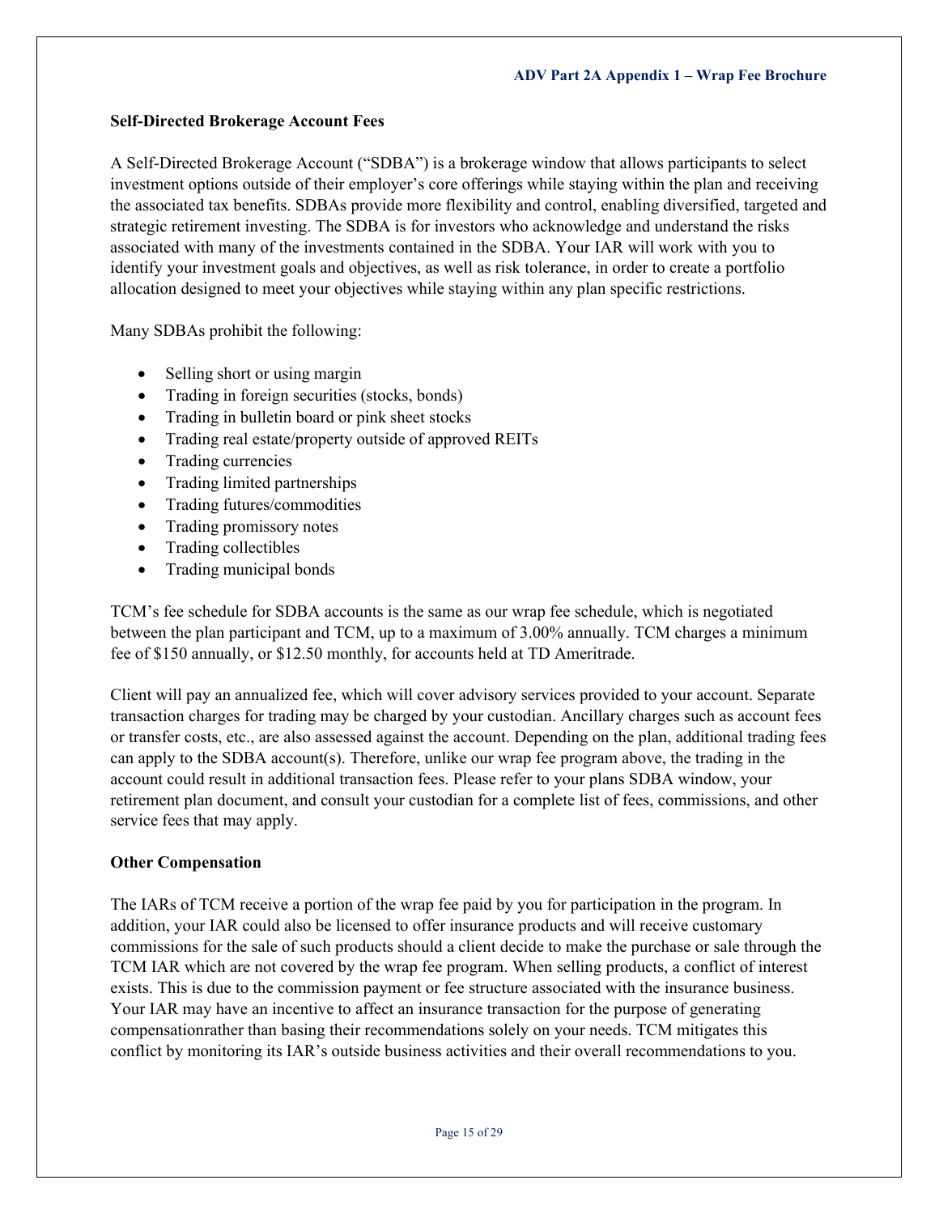### Self-Directed Brokerage Account Fees

A Self-Directed Brokerage Account ("SDBA") is a brokerage window that allows participants to select investment options outside of their employer's core offerings while staying within the plan and receiving the associated tax benefits. SDBAs provide more flexibility and control, enabling diversified, targeted and strategic retirement investing. The SDBA is for investors who acknowledge and understand the risks associated with many of the investments contained in the SDBA. Your IAR will work with you to identify your investment goals and objectives, as well as risk tolerance, in order to create a portfolio allocation designed to meet your objectives while staying within any plan specific restrictions.

Many SDBAs prohibit the following:

- Selling short or using margin
- Trading in foreign securities (stocks, bonds)
- Trading in bulletin board or pink sheet stocks
- Trading real estate/property outside of approved REITs
- Trading currencies
- Trading limited partnerships
- Trading futures/commodities
- Trading promissory notes
- Trading collectibles
- Trading municipal bonds

TCM's fee schedule for SDBA accounts is the same as our wrap fee schedule, which is negotiated between the plan participant and TCM, up to a maximum of 3.00% annually. TCM charges a minimum fee of $150 annually, or $12.50 monthly, for accounts held at TD Ameritrade.

Client will pay an annualized fee, which will cover advisory services provided to your account. Separate transaction charges for trading may be charged by your custodian. Ancillary charges such as account fees or transfer costs, etc., are also assessed against the account. Depending on the plan, additional trading fees can apply to the SDBA account(s). Therefore, unlike our wrap fee program above, the trading in the account could result in additional transaction fees. Please refer to your plans SDBA window, your retirement plan document, and consult your custodian for a complete list of fees, commissions, and other service fees that may apply.

### Other Compensation

The IARs of TCM receive a portion of the wrap fee paid by you for participation in the program. In addition, your IAR could also be licensed to offer insurance products and will receive customary commissions for the sale of such products should a client decide to make the purchase or sale through the TCM IAR which are not covered by the wrap fee program. When selling products, a conflict of interest exists. This is due to the commission payment or fee structure associated with the insurance business. Your IAR may have an incentive to affect an insurance transaction for the purpose of generating compensationrather than basing their recommendations solely on your needs. TCM mitigates this conflict by monitoring its IAR's outside business activities and their overall recommendations to you.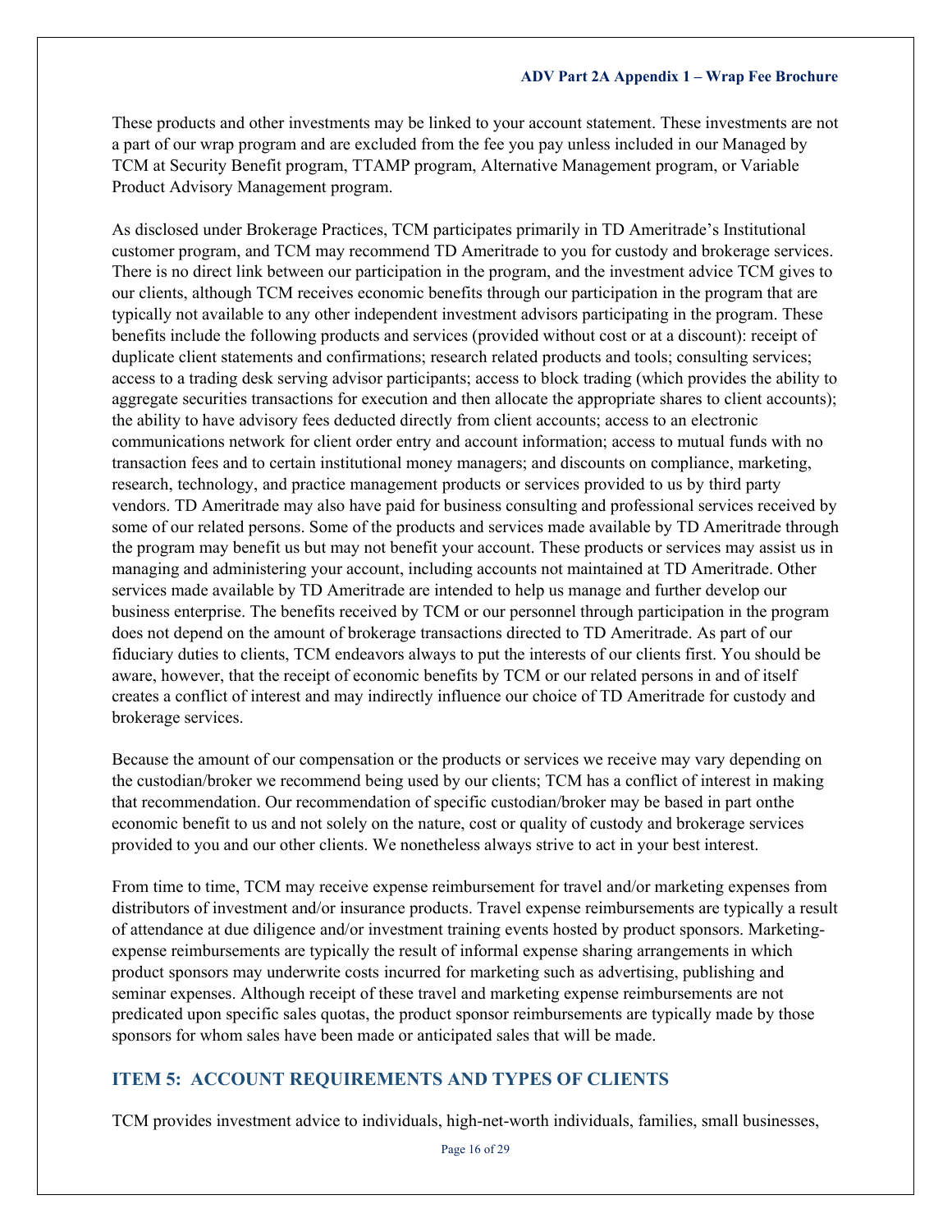These products and other investments may be linked to your account statement. These investments are not a part of our wrap program and are excluded from the fee you pay unless included in our Managed by TCM at Security Benefit program, TTAMP program, Alternative Management program, or Variable Product Advisory Management program.

As disclosed under Brokerage Practices, TCM participates primarily in TD Ameritrade's Institutional customer program, and TCM may recommend TD Ameritrade to you for custody and brokerage services. There is no direct link between our participation in the program, and the investment advice TCM gives to our clients, although TCM receives economic benefits through our participation in the program that are typically not available to any other independent investment advisors participating in the program. These benefits include the following products and services (provided without cost or at a discount): receipt of duplicate client statements and confirmations; research related products and tools; consulting services; access to a trading desk serving advisor participants; access to block trading (which provides the ability to aggregate securities transactions for execution and then allocate the appropriate shares to client accounts); the ability to have advisory fees deducted directly from client accounts; access to an electronic communications network for client order entry and account information; access to mutual funds with no transaction fees and to certain institutional money managers; and discounts on compliance, marketing, research, technology, and practice management products or services provided to us by third party vendors. TD Ameritrade may also have paid for business consulting and professional services received by some of our related persons. Some of the products and services made available by TD Ameritrade through the program may benefit us but may not benefit your account. These products or services may assist us in managing and administering your account, including accounts not maintained at TD Ameritrade. Other services made available by TD Ameritrade are intended to help us manage and further develop our business enterprise. The benefits received by TCM or our personnel through participation in the program does not depend on the amount of brokerage transactions directed to TD Ameritrade. As part of our fiduciary duties to clients, TCM endeavors always to put the interests of our clients first. You should be aware, however, that the receipt of economic benefits by TCM or our related persons in and of itself creates a conflict of interest and may indirectly influence our choice of TD Ameritrade for custody and brokerage services.

Because the amount of our compensation or the products or services we receive may vary depending on the custodian/broker we recommend being used by our clients; TCM has a conflict of interest in making that recommendation. Our recommendation of specific custodian/broker may be based in part onthe economic benefit to us and not solely on the nature, cost or quality of custody and brokerage services provided to you and our other clients. We nonetheless always strive to act in your best interest.

From time to time, TCM may receive expense reimbursement for travel and/or marketing expenses from distributors of investment and/or insurance products. Travel expense reimbursements are typically a result of attendance at due diligence and/or investment training events hosted by product sponsors. Marketing-expense reimbursements are typically the result of informal expense sharing arrangements in which product sponsors may underwrite costs incurred for marketing such as advertising, publishing and seminar expenses. Although receipt of these travel and marketing expense reimbursements are not predicated upon specific sales quotas, the product sponsor reimbursements are typically made by those sponsors for whom sales have been made or anticipated sales that will be made.

## ITEM 5: ACCOUNT REQUIREMENTS AND TYPES OF CLIENTS

TCM provides investment advice to individuals, high-net-worth individuals, families, small businesses,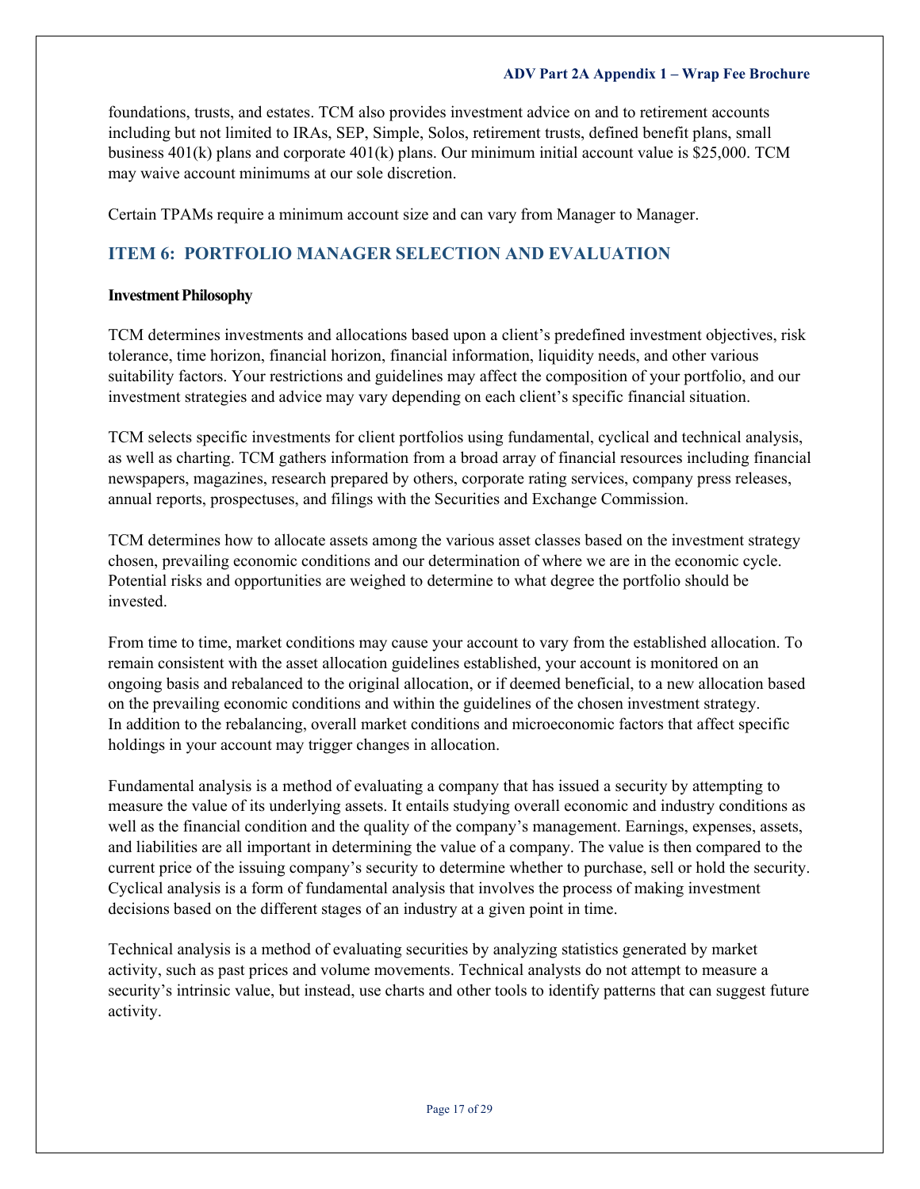foundations, trusts, and estates. TCM also provides investment advice on and to retirement accounts including but not limited to IRAs, SEP, Simple, Solos, retirement trusts, defined benefit plans, small business 401(k) plans and corporate 401(k) plans. Our minimum initial account value is $25,000. TCM may waive account minimums at our sole discretion.

Certain TPAMs require a minimum account size and can vary from Manager to Manager.

## ITEM 6: PORTFOLIO MANAGER SELECTION AND EVALUATION

**Investment Philosophy**

TCM determines investments and allocations based upon a client's predefined investment objectives, risk tolerance, time horizon, financial horizon, financial information, liquidity needs, and other various suitability factors. Your restrictions and guidelines may affect the composition of your portfolio, and our investment strategies and advice may vary depending on each client's specific financial situation.

TCM selects specific investments for client portfolios using fundamental, cyclical and technical analysis, as well as charting. TCM gathers information from a broad array of financial resources including financial newspapers, magazines, research prepared by others, corporate rating services, company press releases, annual reports, prospectuses, and filings with the Securities and Exchange Commission.

TCM determines how to allocate assets among the various asset classes based on the investment strategy chosen, prevailing economic conditions and our determination of where we are in the economic cycle. Potential risks and opportunities are weighed to determine to what degree the portfolio should be invested.

From time to time, market conditions may cause your account to vary from the established allocation. To remain consistent with the asset allocation guidelines established, your account is monitored on an ongoing basis and rebalanced to the original allocation, or if deemed beneficial, to a new allocation based on the prevailing economic conditions and within the guidelines of the chosen investment strategy. In addition to the rebalancing, overall market conditions and microeconomic factors that affect specific holdings in your account may trigger changes in allocation.

Fundamental analysis is a method of evaluating a company that has issued a security by attempting to measure the value of its underlying assets. It entails studying overall economic and industry conditions as well as the financial condition and the quality of the company's management. Earnings, expenses, assets, and liabilities are all important in determining the value of a company. The value is then compared to the current price of the issuing company's security to determine whether to purchase, sell or hold the security. Cyclical analysis is a form of fundamental analysis that involves the process of making investment decisions based on the different stages of an industry at a given point in time.

Technical analysis is a method of evaluating securities by analyzing statistics generated by market activity, such as past prices and volume movements. Technical analysts do not attempt to measure a security's intrinsic value, but instead, use charts and other tools to identify patterns that can suggest future activity.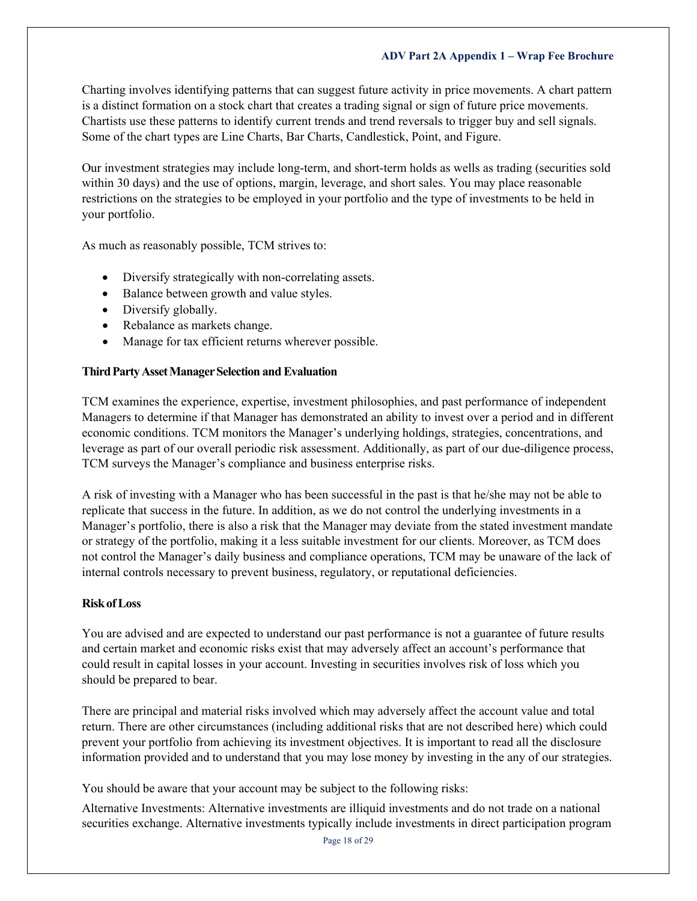Charting involves identifying patterns that can suggest future activity in price movements. A chart pattern is a distinct formation on a stock chart that creates a trading signal or sign of future price movements. Chartists use these patterns to identify current trends and trend reversals to trigger buy and sell signals. Some of the chart types are Line Charts, Bar Charts, Candlestick, Point, and Figure.

Our investment strategies may include long-term, and short-term holds as wells as trading (securities sold within 30 days) and the use of options, margin, leverage, and short sales. You may place reasonable restrictions on the strategies to be employed in your portfolio and the type of investments to be held in your portfolio.

As much as reasonably possible, TCM strives to:

- Diversify strategically with non-correlating assets.
- Balance between growth and value styles.
- Diversify globally.
- Rebalance as markets change.
- Manage for tax efficient returns wherever possible.

**Third Party Asset Manager Selection and Evaluation**

TCM examines the experience, expertise, investment philosophies, and past performance of independent Managers to determine if that Manager has demonstrated an ability to invest over a period and in different economic conditions. TCM monitors the Manager's underlying holdings, strategies, concentrations, and leverage as part of our overall periodic risk assessment. Additionally, as part of our due-diligence process, TCM surveys the Manager's compliance and business enterprise risks.

A risk of investing with a Manager who has been successful in the past is that he/she may not be able to replicate that success in the future. In addition, as we do not control the underlying investments in a Manager's portfolio, there is also a risk that the Manager may deviate from the stated investment mandate or strategy of the portfolio, making it a less suitable investment for our clients. Moreover, as TCM does not control the Manager's daily business and compliance operations, TCM may be unaware of the lack of internal controls necessary to prevent business, regulatory, or reputational deficiencies.

**Risk of Loss**

You are advised and are expected to understand our past performance is not a guarantee of future results and certain market and economic risks exist that may adversely affect an account's performance that could result in capital losses in your account. Investing in securities involves risk of loss which you should be prepared to bear.

There are principal and material risks involved which may adversely affect the account value and total return. There are other circumstances (including additional risks that are not described here) which could prevent your portfolio from achieving its investment objectives. It is important to read all the disclosure information provided and to understand that you may lose money by investing in the any of our strategies.

You should be aware that your account may be subject to the following risks:

Alternative Investments: Alternative investments are illiquid investments and do not trade on a national securities exchange. Alternative investments typically include investments in direct participation program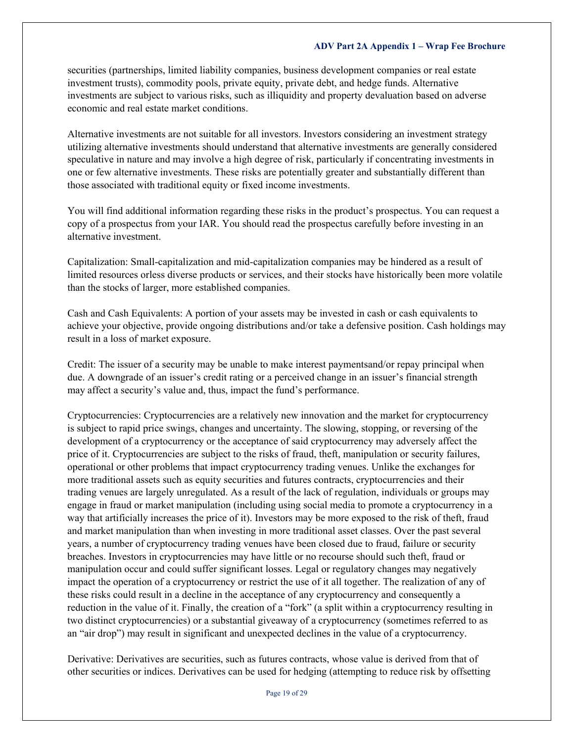securities (partnerships, limited liability companies, business development companies or real estate investment trusts), commodity pools, private equity, private debt, and hedge funds. Alternative investments are subject to various risks, such as illiquidity and property devaluation based on adverse economic and real estate market conditions.

Alternative investments are not suitable for all investors. Investors considering an investment strategy utilizing alternative investments should understand that alternative investments are generally considered speculative in nature and may involve a high degree of risk, particularly if concentrating investments in one or few alternative investments. These risks are potentially greater and substantially different than those associated with traditional equity or fixed income investments.

You will find additional information regarding these risks in the product's prospectus. You can request a copy of a prospectus from your IAR. You should read the prospectus carefully before investing in an alternative investment.

Capitalization: Small-capitalization and mid-capitalization companies may be hindered as a result of limited resources orless diverse products or services, and their stocks have historically been more volatile than the stocks of larger, more established companies.

Cash and Cash Equivalents: A portion of your assets may be invested in cash or cash equivalents to achieve your objective, provide ongoing distributions and/or take a defensive position. Cash holdings may result in a loss of market exposure.

Credit: The issuer of a security may be unable to make interest paymentsand/or repay principal when due. A downgrade of an issuer's credit rating or a perceived change in an issuer's financial strength may affect a security's value and, thus, impact the fund's performance.

Cryptocurrencies: Cryptocurrencies are a relatively new innovation and the market for cryptocurrency is subject to rapid price swings, changes and uncertainty. The slowing, stopping, or reversing of the development of a cryptocurrency or the acceptance of said cryptocurrency may adversely affect the price of it. Cryptocurrencies are subject to the risks of fraud, theft, manipulation or security failures, operational or other problems that impact cryptocurrency trading venues. Unlike the exchanges for more traditional assets such as equity securities and futures contracts, cryptocurrencies and their trading venues are largely unregulated. As a result of the lack of regulation, individuals or groups may engage in fraud or market manipulation (including using social media to promote a cryptocurrency in a way that artificially increases the price of it). Investors may be more exposed to the risk of theft, fraud and market manipulation than when investing in more traditional asset classes. Over the past several years, a number of cryptocurrency trading venues have been closed due to fraud, failure or security breaches. Investors in cryptocurrencies may have little or no recourse should such theft, fraud or manipulation occur and could suffer significant losses. Legal or regulatory changes may negatively impact the operation of a cryptocurrency or restrict the use of it all together. The realization of any of these risks could result in a decline in the acceptance of any cryptocurrency and consequently a reduction in the value of it. Finally, the creation of a "fork" (a split within a cryptocurrency resulting in two distinct cryptocurrencies) or a substantial giveaway of a cryptocurrency (sometimes referred to as an "air drop") may result in significant and unexpected declines in the value of a cryptocurrency.

Derivative: Derivatives are securities, such as futures contracts, whose value is derived from that of other securities or indices. Derivatives can be used for hedging (attempting to reduce risk by offsetting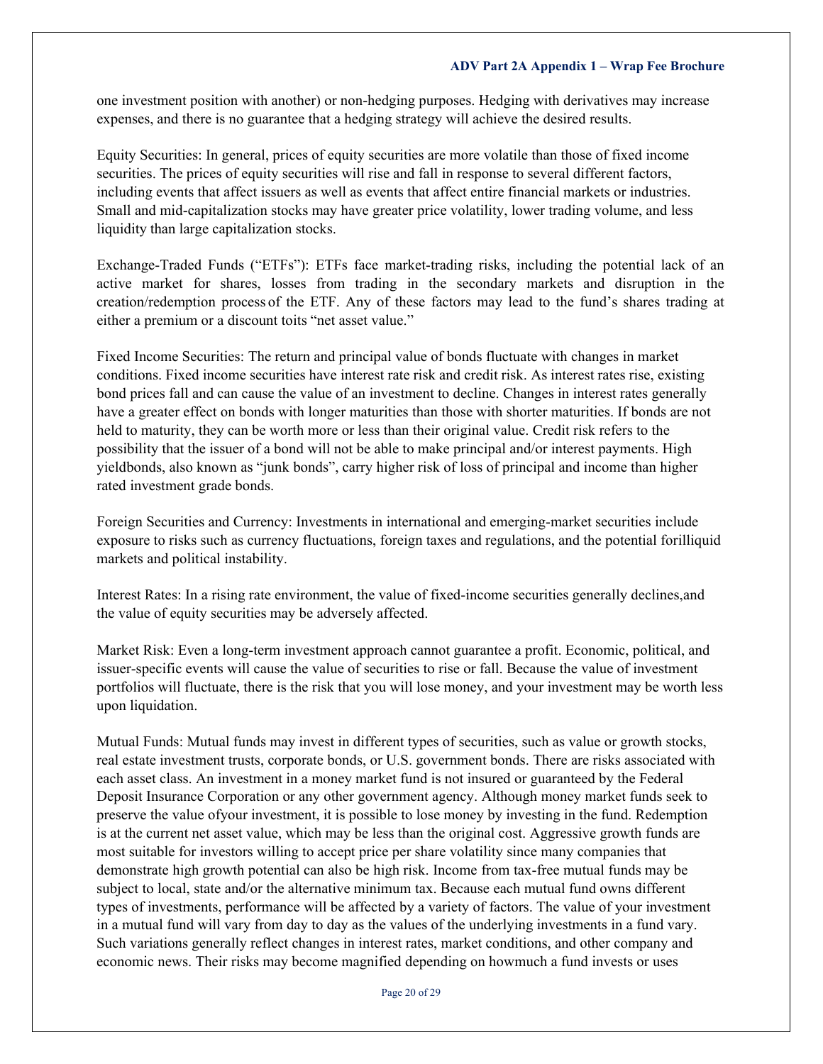one investment position with another) or non-hedging purposes. Hedging with derivatives may increase expenses, and there is no guarantee that a hedging strategy will achieve the desired results.

Equity Securities: In general, prices of equity securities are more volatile than those of fixed income securities. The prices of equity securities will rise and fall in response to several different factors, including events that affect issuers as well as events that affect entire financial markets or industries. Small and mid-capitalization stocks may have greater price volatility, lower trading volume, and less liquidity than large capitalization stocks.

Exchange-Traded Funds ("ETFs"): ETFs face market-trading risks, including the potential lack of an active market for shares, losses from trading in the secondary markets and disruption in the creation/redemption process of the ETF. Any of these factors may lead to the fund's shares trading at either a premium or a discount toits "net asset value."

Fixed Income Securities: The return and principal value of bonds fluctuate with changes in market conditions. Fixed income securities have interest rate risk and credit risk. As interest rates rise, existing bond prices fall and can cause the value of an investment to decline. Changes in interest rates generally have a greater effect on bonds with longer maturities than those with shorter maturities. If bonds are not held to maturity, they can be worth more or less than their original value. Credit risk refers to the possibility that the issuer of a bond will not be able to make principal and/or interest payments. High yieldbonds, also known as "junk bonds", carry higher risk of loss of principal and income than higher rated investment grade bonds.

Foreign Securities and Currency: Investments in international and emerging-market securities include exposure to risks such as currency fluctuations, foreign taxes and regulations, and the potential forilliquid markets and political instability.

Interest Rates: In a rising rate environment, the value of fixed-income securities generally declines,and the value of equity securities may be adversely affected.

Market Risk: Even a long-term investment approach cannot guarantee a profit. Economic, political, and issuer-specific events will cause the value of securities to rise or fall. Because the value of investment portfolios will fluctuate, there is the risk that you will lose money, and your investment may be worth less upon liquidation.

Mutual Funds: Mutual funds may invest in different types of securities, such as value or growth stocks, real estate investment trusts, corporate bonds, or U.S. government bonds. There are risks associated with each asset class. An investment in a money market fund is not insured or guaranteed by the Federal Deposit Insurance Corporation or any other government agency. Although money market funds seek to preserve the value ofyour investment, it is possible to lose money by investing in the fund. Redemption is at the current net asset value, which may be less than the original cost. Aggressive growth funds are most suitable for investors willing to accept price per share volatility since many companies that demonstrate high growth potential can also be high risk. Income from tax-free mutual funds may be subject to local, state and/or the alternative minimum tax. Because each mutual fund owns different types of investments, performance will be affected by a variety of factors. The value of your investment in a mutual fund will vary from day to day as the values of the underlying investments in a fund vary. Such variations generally reflect changes in interest rates, market conditions, and other company and economic news. Their risks may become magnified depending on howmuch a fund invests or uses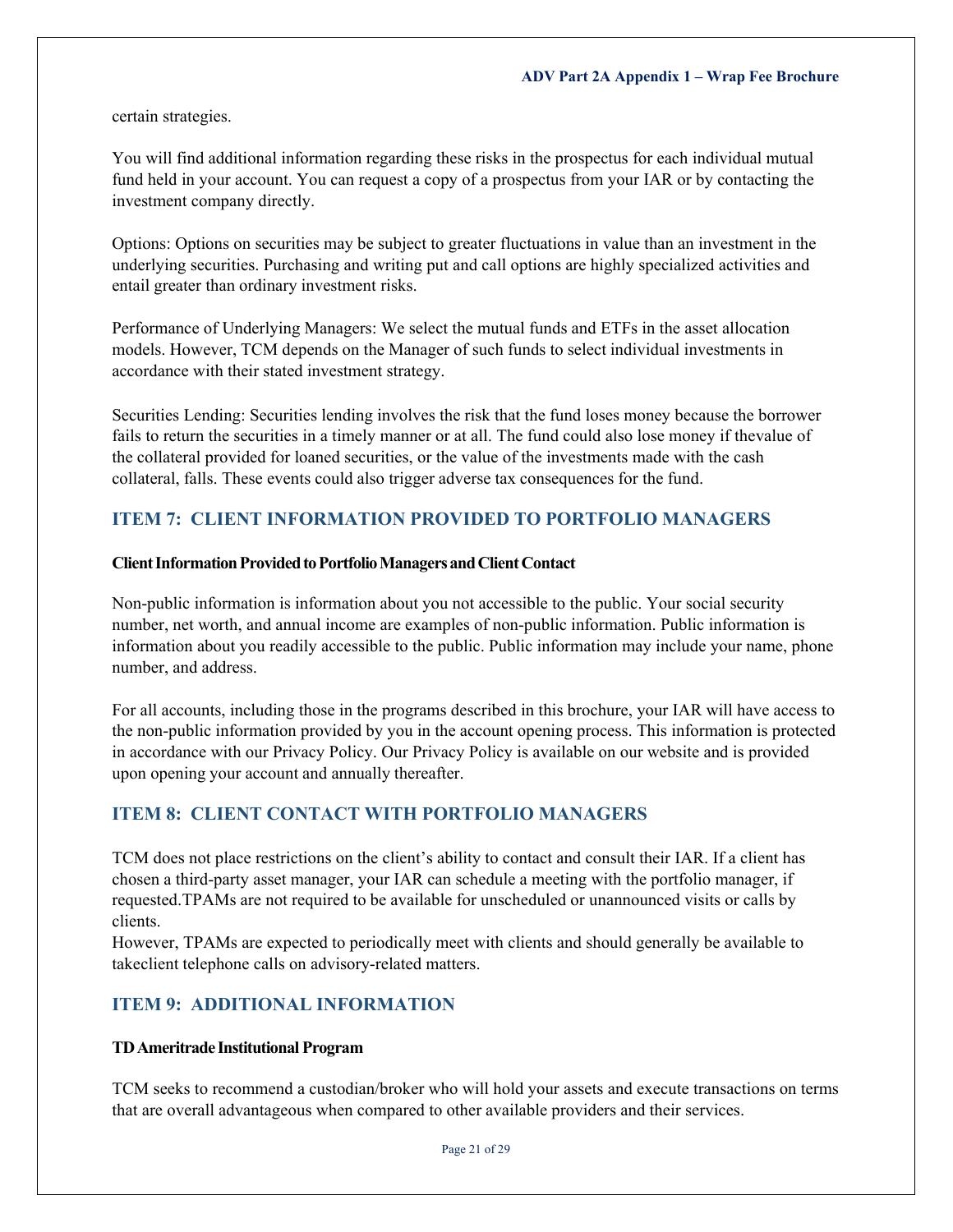certain strategies.

You will find additional information regarding these risks in the prospectus for each individual mutual fund held in your account. You can request a copy of a prospectus from your IAR or by contacting the investment company directly.

Options: Options on securities may be subject to greater fluctuations in value than an investment in the underlying securities. Purchasing and writing put and call options are highly specialized activities and entail greater than ordinary investment risks.

Performance of Underlying Managers: We select the mutual funds and ETFs in the asset allocation models. However, TCM depends on the Manager of such funds to select individual investments in accordance with their stated investment strategy.

Securities Lending: Securities lending involves the risk that the fund loses money because the borrower fails to return the securities in a timely manner or at all. The fund could also lose money if thevalue of the collateral provided for loaned securities, or the value of the investments made with the cash collateral, falls. These events could also trigger adverse tax consequences for the fund.

## ITEM 7: CLIENT INFORMATION PROVIDED TO PORTFOLIO MANAGERS

**Client Information Provided to Portfolio Managers and Client Contact**

Non-public information is information about you not accessible to the public. Your social security number, net worth, and annual income are examples of non-public information. Public information is information about you readily accessible to the public. Public information may include your name, phone number, and address.

For all accounts, including those in the programs described in this brochure, your IAR will have access to the non-public information provided by you in the account opening process. This information is protected in accordance with our Privacy Policy. Our Privacy Policy is available on our website and is provided upon opening your account and annually thereafter.

## ITEM 8: CLIENT CONTACT WITH PORTFOLIO MANAGERS

TCM does not place restrictions on the client's ability to contact and consult their IAR. If a client has chosen a third-party asset manager, your IAR can schedule a meeting with the portfolio manager, if requested.TPAMs are not required to be available for unscheduled or unannounced visits or calls by clients.
However, TPAMs are expected to periodically meet with clients and should generally be available to takeclient telephone calls on advisory-related matters.

## ITEM 9: ADDITIONAL INFORMATION

**TD Ameritrade Institutional Program**

TCM seeks to recommend a custodian/broker who will hold your assets and execute transactions on terms that are overall advantageous when compared to other available providers and their services.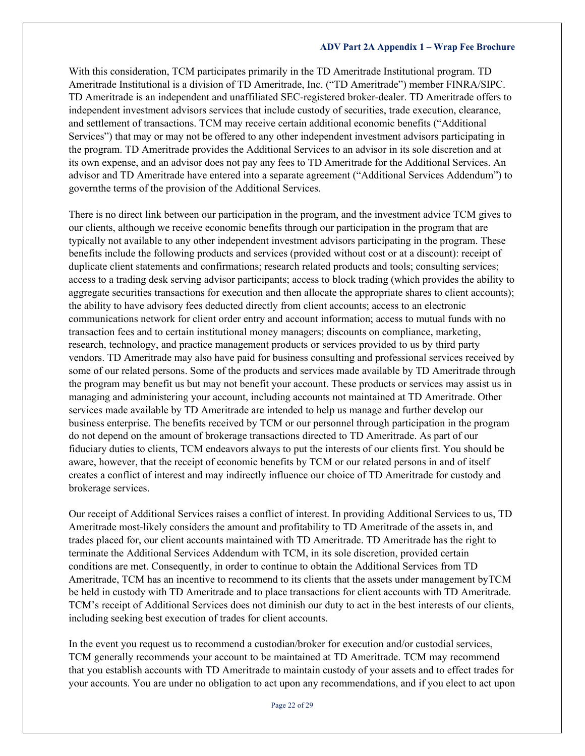With this consideration, TCM participates primarily in the TD Ameritrade Institutional program. TD Ameritrade Institutional is a division of TD Ameritrade, Inc. ("TD Ameritrade") member FINRA/SIPC. TD Ameritrade is an independent and unaffiliated SEC-registered broker-dealer. TD Ameritrade offers to independent investment advisors services that include custody of securities, trade execution, clearance, and settlement of transactions. TCM may receive certain additional economic benefits ("Additional Services") that may or may not be offered to any other independent investment advisors participating in the program. TD Ameritrade provides the Additional Services to an advisor in its sole discretion and at its own expense, and an advisor does not pay any fees to TD Ameritrade for the Additional Services. An advisor and TD Ameritrade have entered into a separate agreement ("Additional Services Addendum") to governthe terms of the provision of the Additional Services.

There is no direct link between our participation in the program, and the investment advice TCM gives to our clients, although we receive economic benefits through our participation in the program that are typically not available to any other independent investment advisors participating in the program. These benefits include the following products and services (provided without cost or at a discount): receipt of duplicate client statements and confirmations; research related products and tools; consulting services; access to a trading desk serving advisor participants; access to block trading (which provides the ability to aggregate securities transactions for execution and then allocate the appropriate shares to client accounts); the ability to have advisory fees deducted directly from client accounts; access to an electronic communications network for client order entry and account information; access to mutual funds with no transaction fees and to certain institutional money managers; discounts on compliance, marketing, research, technology, and practice management products or services provided to us by third party vendors. TD Ameritrade may also have paid for business consulting and professional services received by some of our related persons. Some of the products and services made available by TD Ameritrade through the program may benefit us but may not benefit your account. These products or services may assist us in managing and administering your account, including accounts not maintained at TD Ameritrade. Other services made available by TD Ameritrade are intended to help us manage and further develop our business enterprise. The benefits received by TCM or our personnel through participation in the program do not depend on the amount of brokerage transactions directed to TD Ameritrade. As part of our fiduciary duties to clients, TCM endeavors always to put the interests of our clients first. You should be aware, however, that the receipt of economic benefits by TCM or our related persons in and of itself creates a conflict of interest and may indirectly influence our choice of TD Ameritrade for custody and brokerage services.

Our receipt of Additional Services raises a conflict of interest. In providing Additional Services to us, TD Ameritrade most-likely considers the amount and profitability to TD Ameritrade of the assets in, and trades placed for, our client accounts maintained with TD Ameritrade. TD Ameritrade has the right to terminate the Additional Services Addendum with TCM, in its sole discretion, provided certain conditions are met. Consequently, in order to continue to obtain the Additional Services from TD Ameritrade, TCM has an incentive to recommend to its clients that the assets under management byTCM be held in custody with TD Ameritrade and to place transactions for client accounts with TD Ameritrade. TCM's receipt of Additional Services does not diminish our duty to act in the best interests of our clients, including seeking best execution of trades for client accounts.

In the event you request us to recommend a custodian/broker for execution and/or custodial services, TCM generally recommends your account to be maintained at TD Ameritrade. TCM may recommend that you establish accounts with TD Ameritrade to maintain custody of your assets and to effect trades for your accounts. You are under no obligation to act upon any recommendations, and if you elect to act upon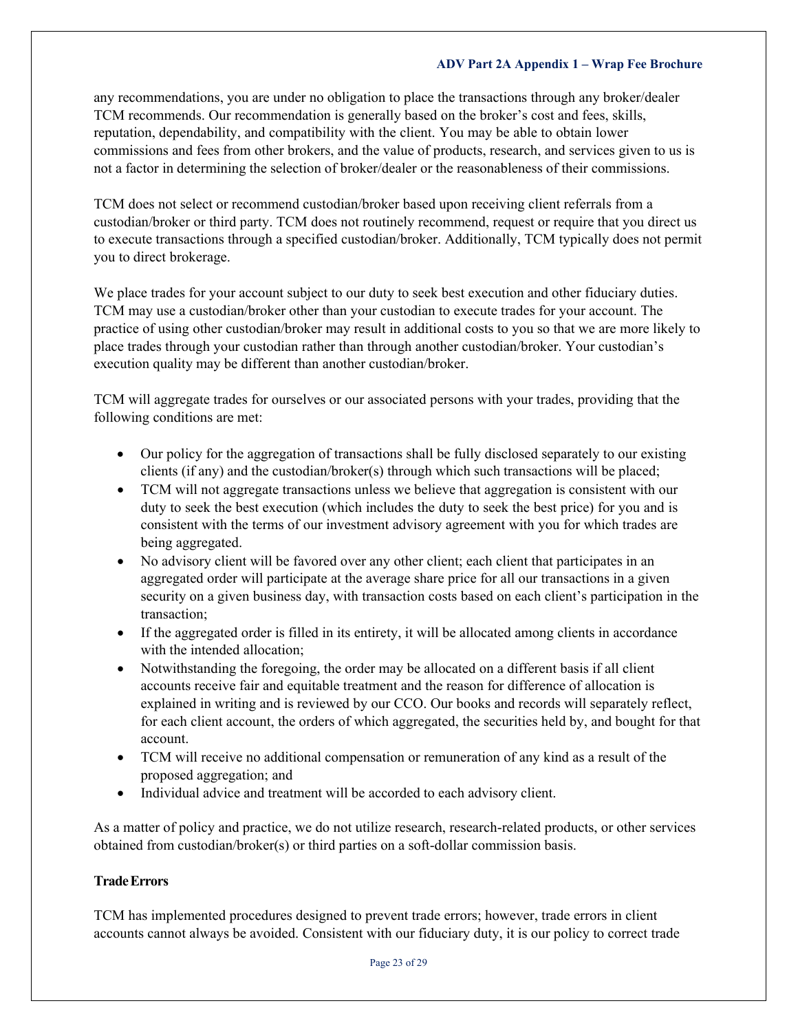any recommendations, you are under no obligation to place the transactions through any broker/dealer TCM recommends. Our recommendation is generally based on the broker's cost and fees, skills, reputation, dependability, and compatibility with the client. You may be able to obtain lower commissions and fees from other brokers, and the value of products, research, and services given to us is not a factor in determining the selection of broker/dealer or the reasonableness of their commissions.

TCM does not select or recommend custodian/broker based upon receiving client referrals from a custodian/broker or third party. TCM does not routinely recommend, request or require that you direct us to execute transactions through a specified custodian/broker. Additionally, TCM typically does not permit you to direct brokerage.

We place trades for your account subject to our duty to seek best execution and other fiduciary duties. TCM may use a custodian/broker other than your custodian to execute trades for your account. The practice of using other custodian/broker may result in additional costs to you so that we are more likely to place trades through your custodian rather than through another custodian/broker. Your custodian's execution quality may be different than another custodian/broker.

TCM will aggregate trades for ourselves or our associated persons with your trades, providing that the following conditions are met:

- Our policy for the aggregation of transactions shall be fully disclosed separately to our existing clients (if any) and the custodian/broker(s) through which such transactions will be placed;
- TCM will not aggregate transactions unless we believe that aggregation is consistent with our duty to seek the best execution (which includes the duty to seek the best price) for you and is consistent with the terms of our investment advisory agreement with you for which trades are being aggregated.
- No advisory client will be favored over any other client; each client that participates in an aggregated order will participate at the average share price for all our transactions in a given security on a given business day, with transaction costs based on each client's participation in the transaction;
- If the aggregated order is filled in its entirety, it will be allocated among clients in accordance with the intended allocation;
- Notwithstanding the foregoing, the order may be allocated on a different basis if all client accounts receive fair and equitable treatment and the reason for difference of allocation is explained in writing and is reviewed by our CCO. Our books and records will separately reflect, for each client account, the orders of which aggregated, the securities held by, and bought for that account.
- TCM will receive no additional compensation or remuneration of any kind as a result of the proposed aggregation; and
- Individual advice and treatment will be accorded to each advisory client.

As a matter of policy and practice, we do not utilize research, research-related products, or other services obtained from custodian/broker(s) or third parties on a soft-dollar commission basis.

**Trade Errors**

TCM has implemented procedures designed to prevent trade errors; however, trade errors in client accounts cannot always be avoided. Consistent with our fiduciary duty, it is our policy to correct trade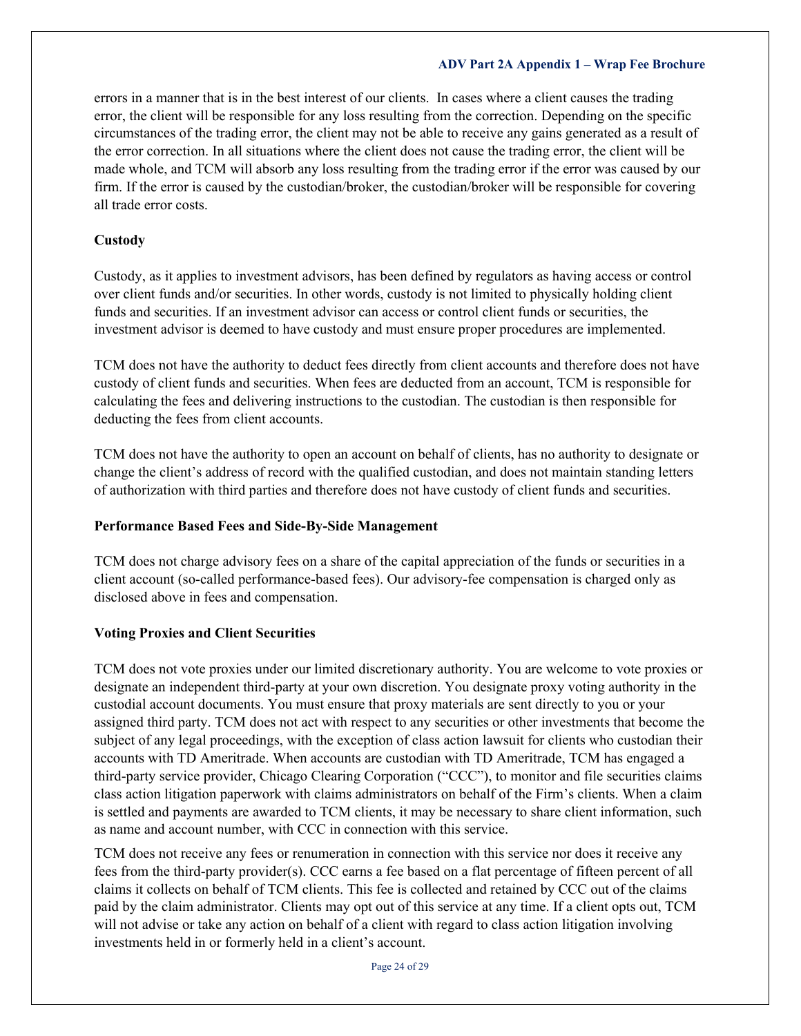errors in a manner that is in the best interest of our clients. In cases where a client causes the trading error, the client will be responsible for any loss resulting from the correction. Depending on the specific circumstances of the trading error, the client may not be able to receive any gains generated as a result of the error correction. In all situations where the client does not cause the trading error, the client will be made whole, and TCM will absorb any loss resulting from the trading error if the error was caused by our firm. If the error is caused by the custodian/broker, the custodian/broker will be responsible for covering all trade error costs.

**Custody**

Custody, as it applies to investment advisors, has been defined by regulators as having access or control over client funds and/or securities. In other words, custody is not limited to physically holding client funds and securities. If an investment advisor can access or control client funds or securities, the investment advisor is deemed to have custody and must ensure proper procedures are implemented.

TCM does not have the authority to deduct fees directly from client accounts and therefore does not have custody of client funds and securities. When fees are deducted from an account, TCM is responsible for calculating the fees and delivering instructions to the custodian. The custodian is then responsible for deducting the fees from client accounts.

TCM does not have the authority to open an account on behalf of clients, has no authority to designate or change the client's address of record with the qualified custodian, and does not maintain standing letters of authorization with third parties and therefore does not have custody of client funds and securities.

**Performance Based Fees and Side-By-Side Management**

TCM does not charge advisory fees on a share of the capital appreciation of the funds or securities in a client account (so-called performance-based fees). Our advisory-fee compensation is charged only as disclosed above in fees and compensation.

**Voting Proxies and Client Securities**

TCM does not vote proxies under our limited discretionary authority. You are welcome to vote proxies or designate an independent third-party at your own discretion. You designate proxy voting authority in the custodial account documents. You must ensure that proxy materials are sent directly to you or your assigned third party. TCM does not act with respect to any securities or other investments that become the subject of any legal proceedings, with the exception of class action lawsuit for clients who custodian their accounts with TD Ameritrade. When accounts are custodian with TD Ameritrade, TCM has engaged a third-party service provider, Chicago Clearing Corporation ("CCC"), to monitor and file securities claims class action litigation paperwork with claims administrators on behalf of the Firm's clients. When a claim is settled and payments are awarded to TCM clients, it may be necessary to share client information, such as name and account number, with CCC in connection with this service.

TCM does not receive any fees or renumeration in connection with this service nor does it receive any fees from the third-party provider(s). CCC earns a fee based on a flat percentage of fifteen percent of all claims it collects on behalf of TCM clients. This fee is collected and retained by CCC out of the claims paid by the claim administrator. Clients may opt out of this service at any time. If a client opts out, TCM will not advise or take any action on behalf of a client with regard to class action litigation involving investments held in or formerly held in a client's account.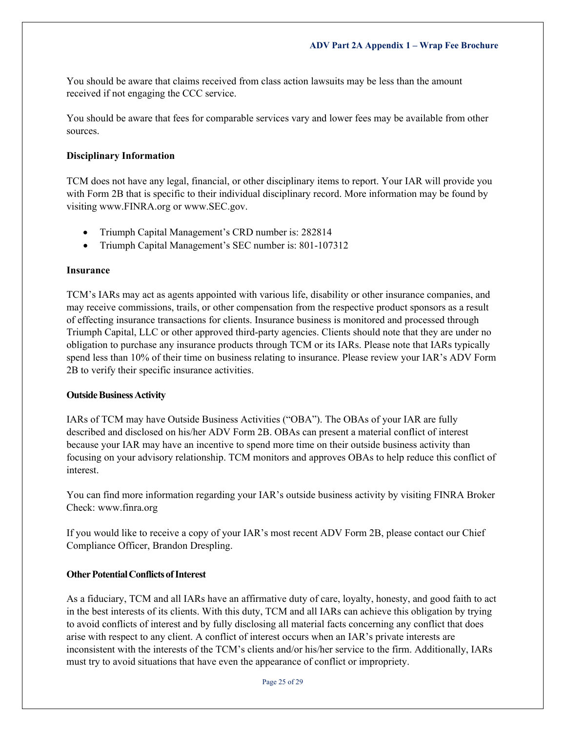You should be aware that claims received from class action lawsuits may be less than the amount received if not engaging the CCC service.

You should be aware that fees for comparable services vary and lower fees may be available from other sources.

**Disciplinary Information**

TCM does not have any legal, financial, or other disciplinary items to report. Your IAR will provide you with Form 2B that is specific to their individual disciplinary record. More information may be found by visiting www.FINRA.org or www.SEC.gov.

- Triumph Capital Management's CRD number is: 282814
- Triumph Capital Management's SEC number is: 801-107312

**Insurance**

TCM's IARs may act as agents appointed with various life, disability or other insurance companies, and may receive commissions, trails, or other compensation from the respective product sponsors as a result of effecting insurance transactions for clients. Insurance business is monitored and processed through Triumph Capital, LLC or other approved third-party agencies. Clients should note that they are under no obligation to purchase any insurance products through TCM or its IARs. Please note that IARs typically spend less than 10% of their time on business relating to insurance. Please review your IAR's ADV Form 2B to verify their specific insurance activities.

**Outside Business Activity**

IARs of TCM may have Outside Business Activities ("OBA"). The OBAs of your IAR are fully described and disclosed on his/her ADV Form 2B. OBAs can present a material conflict of interest because your IAR may have an incentive to spend more time on their outside business activity than focusing on your advisory relationship. TCM monitors and approves OBAs to help reduce this conflict of interest.

You can find more information regarding your IAR's outside business activity by visiting FINRA Broker Check: www.finra.org

If you would like to receive a copy of your IAR's most recent ADV Form 2B, please contact our Chief Compliance Officer, Brandon Drespling.

**Other Potential Conflicts of Interest**

As a fiduciary, TCM and all IARs have an affirmative duty of care, loyalty, honesty, and good faith to act in the best interests of its clients. With this duty, TCM and all IARs can achieve this obligation by trying to avoid conflicts of interest and by fully disclosing all material facts concerning any conflict that does arise with respect to any client. A conflict of interest occurs when an IAR's private interests are inconsistent with the interests of the TCM's clients and/or his/her service to the firm. Additionally, IARs must try to avoid situations that have even the appearance of conflict or impropriety.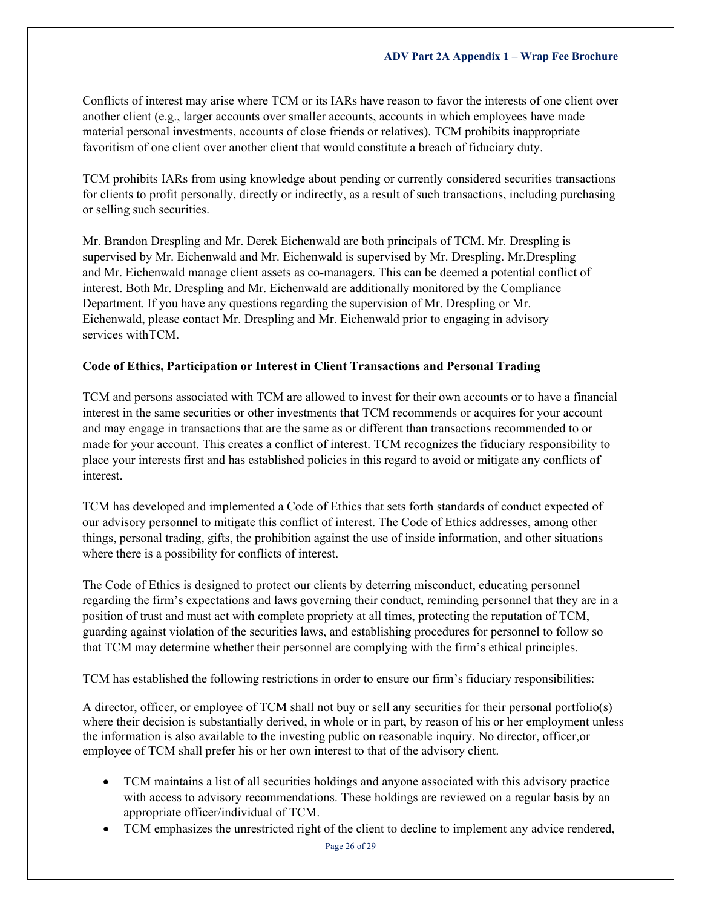Conflicts of interest may arise where TCM or its IARs have reason to favor the interests of one client over another client (e.g., larger accounts over smaller accounts, accounts in which employees have made material personal investments, accounts of close friends or relatives). TCM prohibits inappropriate favoritism of one client over another client that would constitute a breach of fiduciary duty.

TCM prohibits IARs from using knowledge about pending or currently considered securities transactions for clients to profit personally, directly or indirectly, as a result of such transactions, including purchasing or selling such securities.

Mr. Brandon Drespling and Mr. Derek Eichenwald are both principals of TCM. Mr. Drespling is supervised by Mr. Eichenwald and Mr. Eichenwald is supervised by Mr. Drespling. Mr.Drespling and Mr. Eichenwald manage client assets as co-managers. This can be deemed a potential conflict of interest. Both Mr. Drespling and Mr. Eichenwald are additionally monitored by the Compliance Department. If you have any questions regarding the supervision of Mr. Drespling or Mr. Eichenwald, please contact Mr. Drespling and Mr. Eichenwald prior to engaging in advisory services withTCM.

**Code of Ethics, Participation or Interest in Client Transactions and Personal Trading**

TCM and persons associated with TCM are allowed to invest for their own accounts or to have a financial interest in the same securities or other investments that TCM recommends or acquires for your account and may engage in transactions that are the same as or different than transactions recommended to or made for your account. This creates a conflict of interest. TCM recognizes the fiduciary responsibility to place your interests first and has established policies in this regard to avoid or mitigate any conflicts of interest.

TCM has developed and implemented a Code of Ethics that sets forth standards of conduct expected of our advisory personnel to mitigate this conflict of interest. The Code of Ethics addresses, among other things, personal trading, gifts, the prohibition against the use of inside information, and other situations where there is a possibility for conflicts of interest.

The Code of Ethics is designed to protect our clients by deterring misconduct, educating personnel regarding the firm's expectations and laws governing their conduct, reminding personnel that they are in a position of trust and must act with complete propriety at all times, protecting the reputation of TCM, guarding against violation of the securities laws, and establishing procedures for personnel to follow so that TCM may determine whether their personnel are complying with the firm's ethical principles.

TCM has established the following restrictions in order to ensure our firm's fiduciary responsibilities:

A director, officer, or employee of TCM shall not buy or sell any securities for their personal portfolio(s) where their decision is substantially derived, in whole or in part, by reason of his or her employment unless the information is also available to the investing public on reasonable inquiry. No director, officer,or employee of TCM shall prefer his or her own interest to that of the advisory client.

- TCM maintains a list of all securities holdings and anyone associated with this advisory practice with access to advisory recommendations. These holdings are reviewed on a regular basis by an appropriate officer/individual of TCM.
- TCM emphasizes the unrestricted right of the client to decline to implement any advice rendered,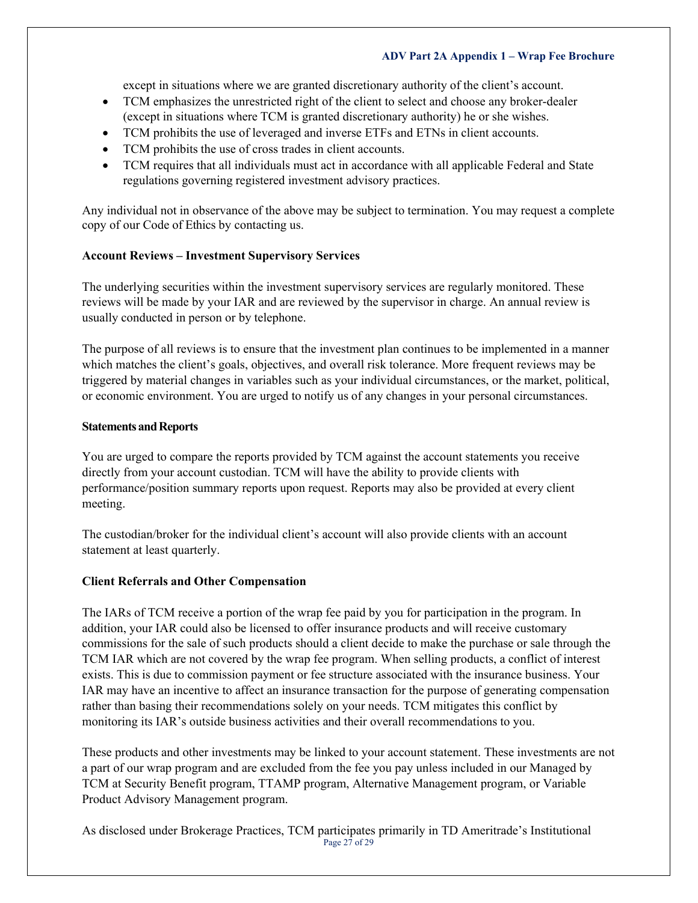except in situations where we are granted discretionary authority of the client's account.

- TCM emphasizes the unrestricted right of the client to select and choose any broker-dealer (except in situations where TCM is granted discretionary authority) he or she wishes.
- TCM prohibits the use of leveraged and inverse ETFs and ETNs in client accounts.
- TCM prohibits the use of cross trades in client accounts.
- TCM requires that all individuals must act in accordance with all applicable Federal and State regulations governing registered investment advisory practices.

Any individual not in observance of the above may be subject to termination. You may request a complete copy of our Code of Ethics by contacting us.

**Account Reviews – Investment Supervisory Services**

The underlying securities within the investment supervisory services are regularly monitored. These reviews will be made by your IAR and are reviewed by the supervisor in charge. An annual review is usually conducted in person or by telephone.

The purpose of all reviews is to ensure that the investment plan continues to be implemented in a manner which matches the client's goals, objectives, and overall risk tolerance. More frequent reviews may be triggered by material changes in variables such as your individual circumstances, or the market, political, or economic environment. You are urged to notify us of any changes in your personal circumstances.

**Statements and Reports**

You are urged to compare the reports provided by TCM against the account statements you receive directly from your account custodian. TCM will have the ability to provide clients with performance/position summary reports upon request. Reports may also be provided at every client meeting.

The custodian/broker for the individual client's account will also provide clients with an account statement at least quarterly.

**Client Referrals and Other Compensation**

The IARs of TCM receive a portion of the wrap fee paid by you for participation in the program. In addition, your IAR could also be licensed to offer insurance products and will receive customary commissions for the sale of such products should a client decide to make the purchase or sale through the TCM IAR which are not covered by the wrap fee program. When selling products, a conflict of interest exists. This is due to commission payment or fee structure associated with the insurance business. Your IAR may have an incentive to affect an insurance transaction for the purpose of generating compensation rather than basing their recommendations solely on your needs. TCM mitigates this conflict by monitoring its IAR's outside business activities and their overall recommendations to you.

These products and other investments may be linked to your account statement. These investments are not a part of our wrap program and are excluded from the fee you pay unless included in our Managed by TCM at Security Benefit program, TTAMP program, Alternative Management program, or Variable Product Advisory Management program.

As disclosed under Brokerage Practices, TCM participates primarily in TD Ameritrade's Institutional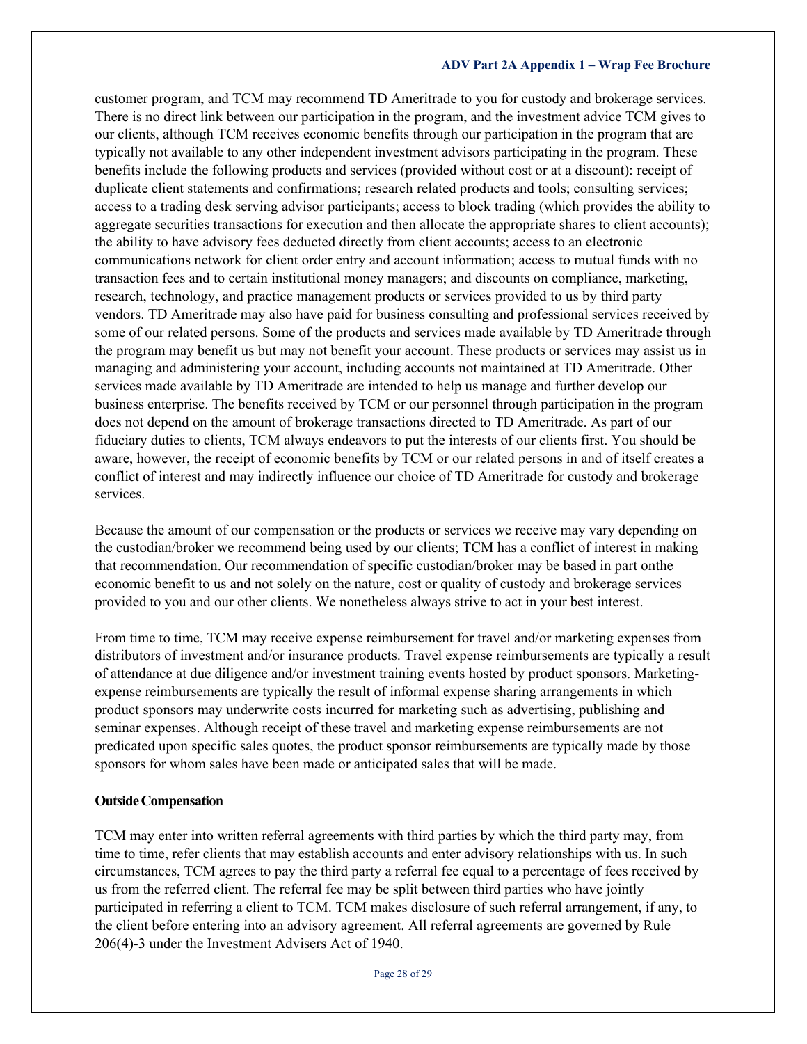customer program, and TCM may recommend TD Ameritrade to you for custody and brokerage services. There is no direct link between our participation in the program, and the investment advice TCM gives to our clients, although TCM receives economic benefits through our participation in the program that are typically not available to any other independent investment advisors participating in the program. These benefits include the following products and services (provided without cost or at a discount): receipt of duplicate client statements and confirmations; research related products and tools; consulting services; access to a trading desk serving advisor participants; access to block trading (which provides the ability to aggregate securities transactions for execution and then allocate the appropriate shares to client accounts); the ability to have advisory fees deducted directly from client accounts; access to an electronic communications network for client order entry and account information; access to mutual funds with no transaction fees and to certain institutional money managers; and discounts on compliance, marketing, research, technology, and practice management products or services provided to us by third party vendors. TD Ameritrade may also have paid for business consulting and professional services received by some of our related persons. Some of the products and services made available by TD Ameritrade through the program may benefit us but may not benefit your account. These products or services may assist us in managing and administering your account, including accounts not maintained at TD Ameritrade. Other services made available by TD Ameritrade are intended to help us manage and further develop our business enterprise. The benefits received by TCM or our personnel through participation in the program does not depend on the amount of brokerage transactions directed to TD Ameritrade. As part of our fiduciary duties to clients, TCM always endeavors to put the interests of our clients first. You should be aware, however, the receipt of economic benefits by TCM or our related persons in and of itself creates a conflict of interest and may indirectly influence our choice of TD Ameritrade for custody and brokerage services.

Because the amount of our compensation or the products or services we receive may vary depending on the custodian/broker we recommend being used by our clients; TCM has a conflict of interest in making that recommendation. Our recommendation of specific custodian/broker may be based in part onthe economic benefit to us and not solely on the nature, cost or quality of custody and brokerage services provided to you and our other clients. We nonetheless always strive to act in your best interest.

From time to time, TCM may receive expense reimbursement for travel and/or marketing expenses from distributors of investment and/or insurance products. Travel expense reimbursements are typically a result of attendance at due diligence and/or investment training events hosted by product sponsors. Marketing-expense reimbursements are typically the result of informal expense sharing arrangements in which product sponsors may underwrite costs incurred for marketing such as advertising, publishing and seminar expenses. Although receipt of these travel and marketing expense reimbursements are not predicated upon specific sales quotes, the product sponsor reimbursements are typically made by those sponsors for whom sales have been made or anticipated sales that will be made.

**Outside Compensation**

TCM may enter into written referral agreements with third parties by which the third party may, from time to time, refer clients that may establish accounts and enter advisory relationships with us. In such circumstances, TCM agrees to pay the third party a referral fee equal to a percentage of fees received by us from the referred client. The referral fee may be split between third parties who have jointly participated in referring a client to TCM. TCM makes disclosure of such referral arrangement, if any, to the client before entering into an advisory agreement. All referral agreements are governed by Rule 206(4)-3 under the Investment Advisers Act of 1940.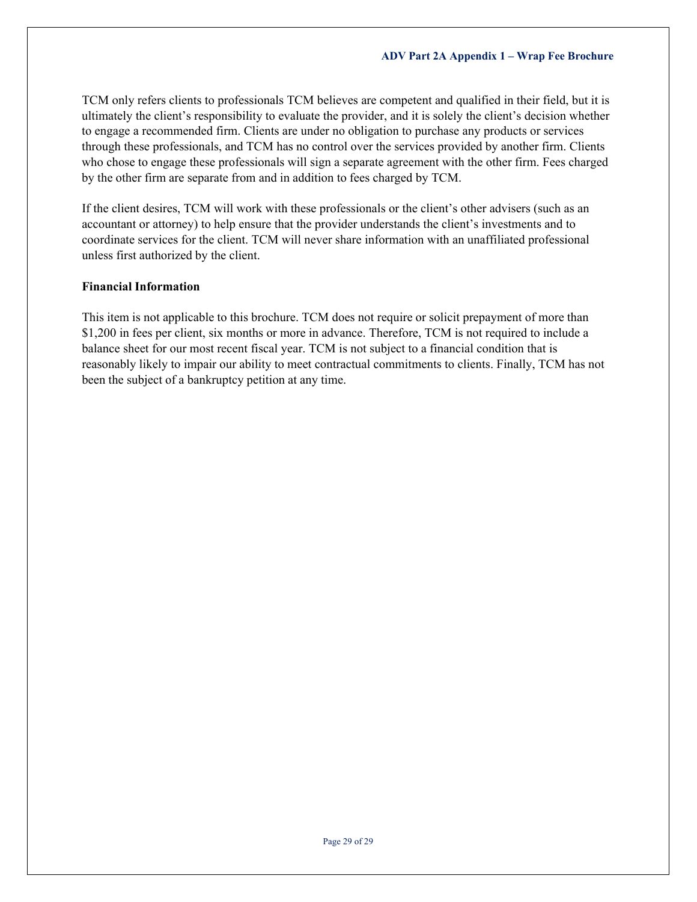TCM only refers clients to professionals TCM believes are competent and qualified in their field, but it is ultimately the client's responsibility to evaluate the provider, and it is solely the client's decision whether to engage a recommended firm. Clients are under no obligation to purchase any products or services through these professionals, and TCM has no control over the services provided by another firm. Clients who chose to engage these professionals will sign a separate agreement with the other firm. Fees charged by the other firm are separate from and in addition to fees charged by TCM.

If the client desires, TCM will work with these professionals or the client's other advisers (such as an accountant or attorney) to help ensure that the provider understands the client's investments and to coordinate services for the client. TCM will never share information with an unaffiliated professional unless first authorized by the client.

**Financial Information**

This item is not applicable to this brochure. TCM does not require or solicit prepayment of more than $1,200 in fees per client, six months or more in advance. Therefore, TCM is not required to include a balance sheet for our most recent fiscal year. TCM is not subject to a financial condition that is reasonably likely to impair our ability to meet contractual commitments to clients. Finally, TCM has not been the subject of a bankruptcy petition at any time.